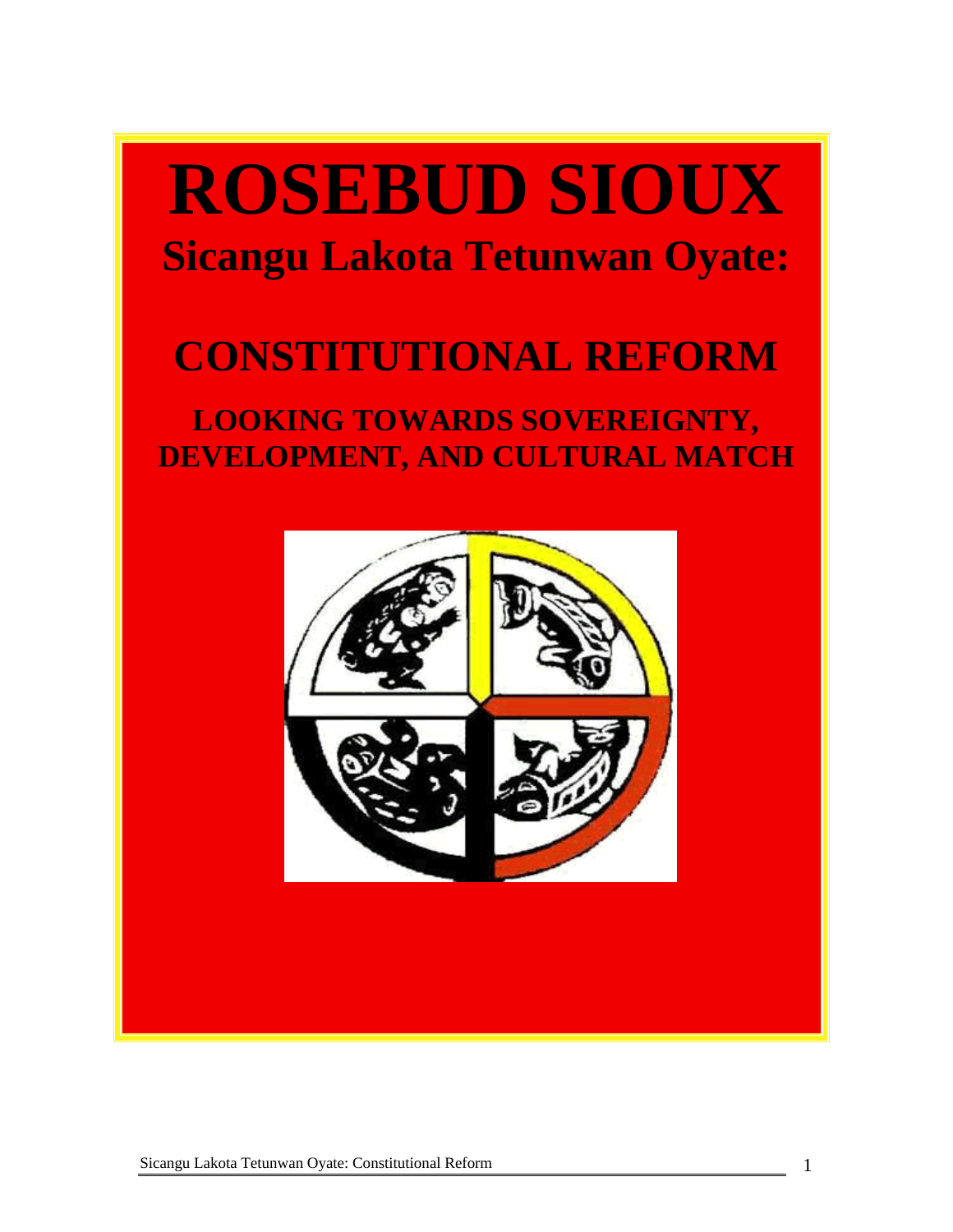# ROSEBUD SIOUX

## Sicangu Lakota Tetunwan Oyate:

# CONSTITUTIONAL REFORM

## LOOKING TOWARDS SOVEREIGNTY, DEVELOPMENT, AND CULTURAL MATCH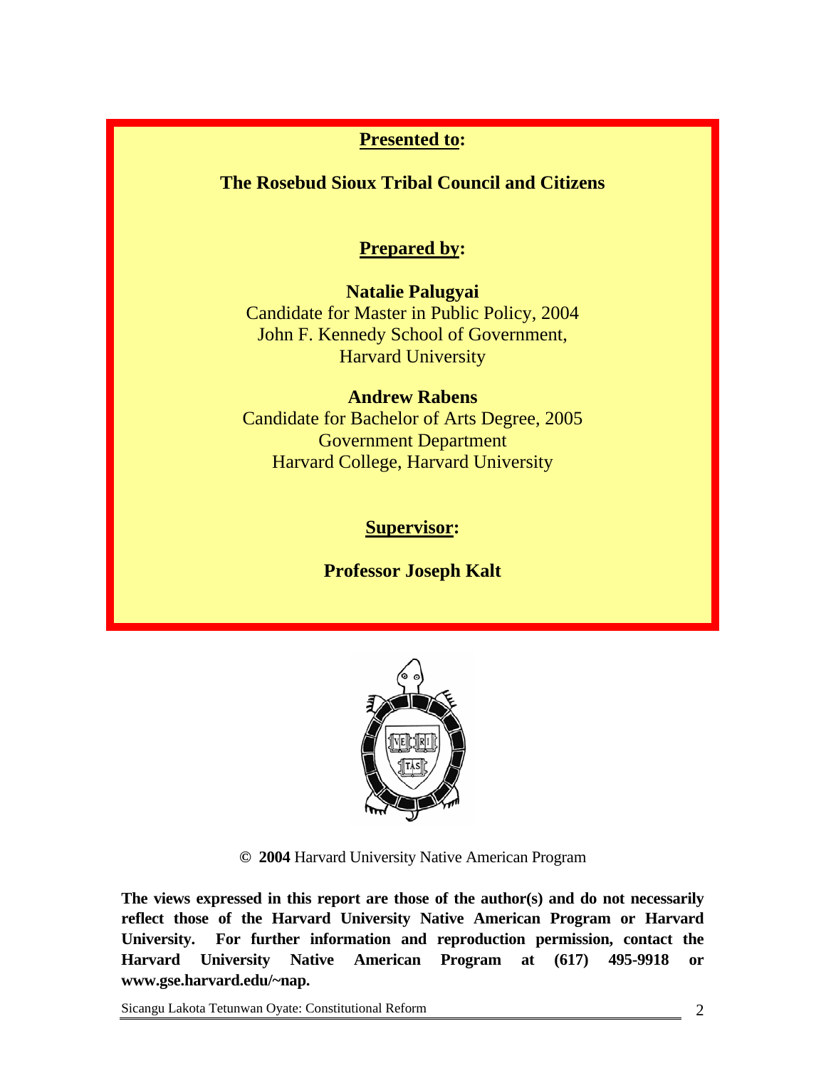**Presented to:**

**The Rosebud Sioux Tribal Council and Citizens**

**Prepared by:**

**Natalie Palugyai**
Candidate for Master in Public Policy, 2004
John F. Kennedy School of Government,
Harvard University

**Andrew Rabens**
Candidate for Bachelor of Arts Degree, 2005
Government Department
Harvard College, Harvard University

**Supervisor:**

**Professor Joseph Kalt**

© **2004** Harvard University Native American Program

**The views expressed in this report are those of the author(s) and do not necessarily reflect those of the Harvard University Native American Program or Harvard University. For further information and reproduction permission, contact the Harvard University Native American Program at (617) 495-9918 or www.gse.harvard.edu/~nap.**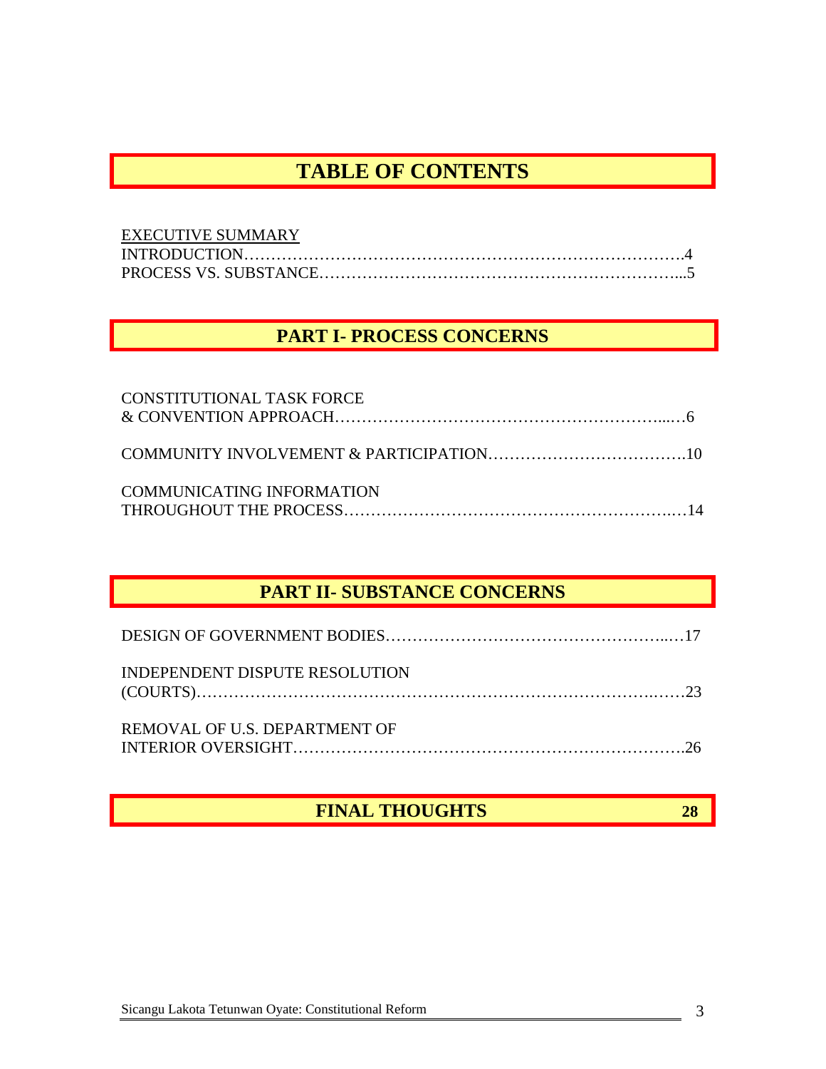# TABLE OF CONTENTS

EXECUTIVE SUMMARY

INTRODUCTION…………………………………………………………………….4

PROCESS VS. SUBSTANCE………………………………………………………...5

## PART I- PROCESS CONCERNS

CONSTITUTIONAL TASK FORCE
& CONVENTION APPROACH……………………………………………………...…6

COMMUNITY INVOLVEMENT & PARTICIPATION……………………………….10

COMMUNICATING INFORMATION
THROUGHOUT THE PROCESS…………………………………………………..…14

## PART II- SUBSTANCE CONCERNS

DESIGN OF GOVERNMENT BODIES…………………………………………...…17

INDEPENDENT DISPUTE RESOLUTION
(COURTS)……………………………………………………………………….……23

REMOVAL OF U.S. DEPARTMENT OF
INTERIOR OVERSIGHT…………………………………………………………….26

## FINAL THOUGHTS 28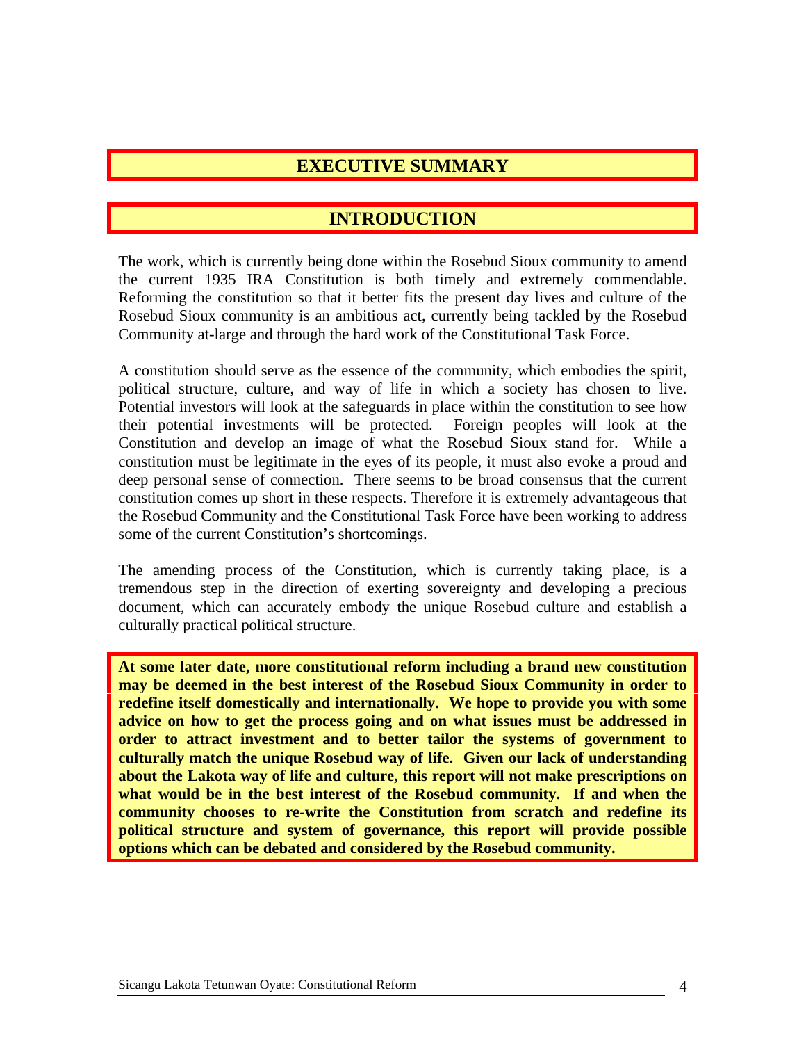# EXECUTIVE SUMMARY

## INTRODUCTION

The work, which is currently being done within the Rosebud Sioux community to amend the current 1935 IRA Constitution is both timely and extremely commendable. Reforming the constitution so that it better fits the present day lives and culture of the Rosebud Sioux community is an ambitious act, currently being tackled by the Rosebud Community at-large and through the hard work of the Constitutional Task Force.

A constitution should serve as the essence of the community, which embodies the spirit, political structure, culture, and way of life in which a society has chosen to live. Potential investors will look at the safeguards in place within the constitution to see how their potential investments will be protected. Foreign peoples will look at the Constitution and develop an image of what the Rosebud Sioux stand for. While a constitution must be legitimate in the eyes of its people, it must also evoke a proud and deep personal sense of connection. There seems to be broad consensus that the current constitution comes up short in these respects. Therefore it is extremely advantageous that the Rosebud Community and the Constitutional Task Force have been working to address some of the current Constitution's shortcomings.

The amending process of the Constitution, which is currently taking place, is a tremendous step in the direction of exerting sovereignty and developing a precious document, which can accurately embody the unique Rosebud culture and establish a culturally practical political structure.

**At some later date, more constitutional reform including a brand new constitution may be deemed in the best interest of the Rosebud Sioux Community in order to redefine itself domestically and internationally. We hope to provide you with some advice on how to get the process going and on what issues must be addressed in order to attract investment and to better tailor the systems of government to culturally match the unique Rosebud way of life. Given our lack of understanding about the Lakota way of life and culture, this report will not make prescriptions on what would be in the best interest of the Rosebud community. If and when the community chooses to re-write the Constitution from scratch and redefine its political structure and system of governance, this report will provide possible options which can be debated and considered by the Rosebud community.**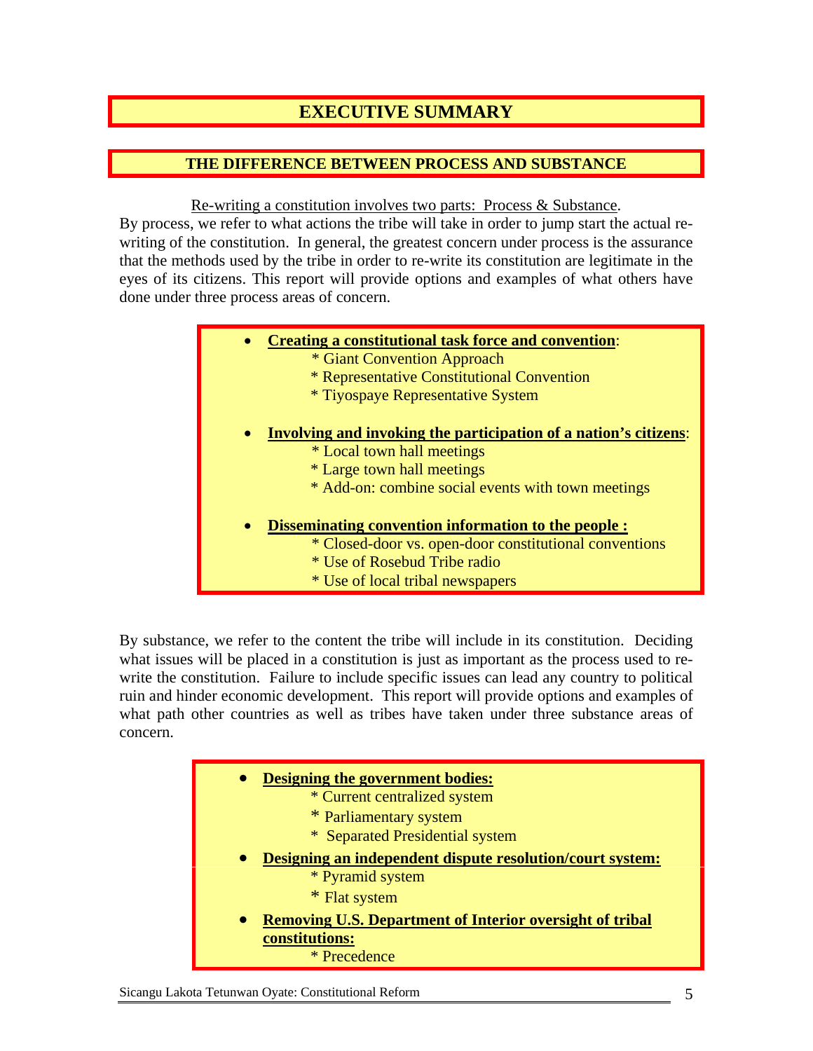# EXECUTIVE SUMMARY

## THE DIFFERENCE BETWEEN PROCESS AND SUBSTANCE

Re-writing a constitution involves two parts: Process & Substance.
By process, we refer to what actions the tribe will take in order to jump start the actual re-writing of the constitution. In general, the greatest concern under process is the assurance that the methods used by the tribe in order to re-write its constitution are legitimate in the eyes of its citizens. This report will provide options and examples of what others have done under three process areas of concern.

- **Creating a constitutional task force and convention**:
  - Giant Convention Approach
  - Representative Constitutional Convention
  - Tiyospaye Representative System
- **Involving and invoking the participation of a nation's citizens**:
  - Local town hall meetings
  - Large town hall meetings
  - Add-on: combine social events with town meetings
- **Disseminating convention information to the people :**
  - Closed-door vs. open-door constitutional conventions
  - Use of Rosebud Tribe radio
  - Use of local tribal newspapers

By substance, we refer to the content the tribe will include in its constitution. Deciding what issues will be placed in a constitution is just as important as the process used to re-write the constitution. Failure to include specific issues can lead any country to political ruin and hinder economic development. This report will provide options and examples of what path other countries as well as tribes have taken under three substance areas of concern.

- **Designing the government bodies:**
  - Current centralized system
  - Parliamentary system
  - Separated Presidential system
- **Designing an independent dispute resolution/court system:**
  - Pyramid system
  - Flat system
- **Removing U.S. Department of Interior oversight of tribal constitutions:**
  - Precedence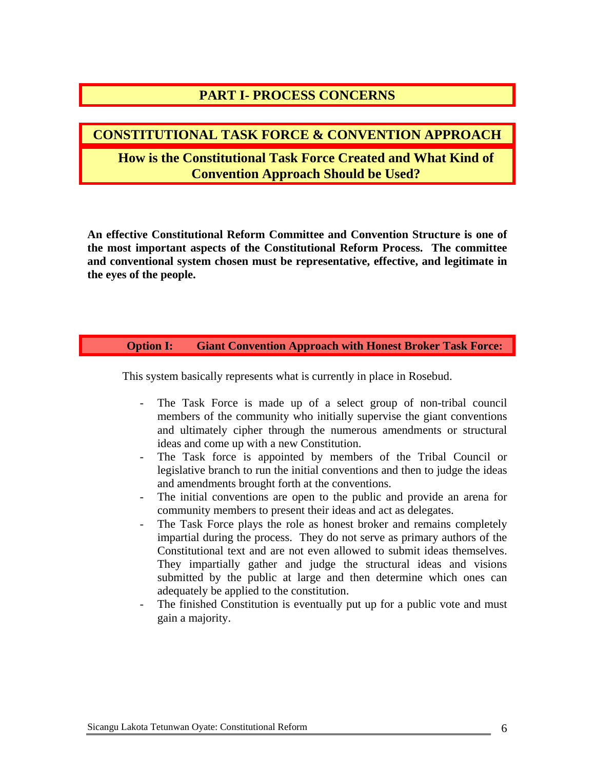# PART I- PROCESS CONCERNS

## CONSTITUTIONAL TASK FORCE & CONVENTION APPROACH

### How is the Constitutional Task Force Created and What Kind of Convention Approach Should be Used?

**An effective Constitutional Reform Committee and Convention Structure is one of the most important aspects of the Constitutional Reform Process. The committee and conventional system chosen must be representative, effective, and legitimate in the eyes of the people.**

#### Option I: Giant Convention Approach with Honest Broker Task Force:

This system basically represents what is currently in place in Rosebud.

- The Task Force is made up of a select group of non-tribal council members of the community who initially supervise the giant conventions and ultimately cipher through the numerous amendments or structural ideas and come up with a new Constitution.
- The Task force is appointed by members of the Tribal Council or legislative branch to run the initial conventions and then to judge the ideas and amendments brought forth at the conventions.
- The initial conventions are open to the public and provide an arena for community members to present their ideas and act as delegates.
- The Task Force plays the role as honest broker and remains completely impartial during the process. They do not serve as primary authors of the Constitutional text and are not even allowed to submit ideas themselves. They impartially gather and judge the structural ideas and visions submitted by the public at large and then determine which ones can adequately be applied to the constitution.
- The finished Constitution is eventually put up for a public vote and must gain a majority.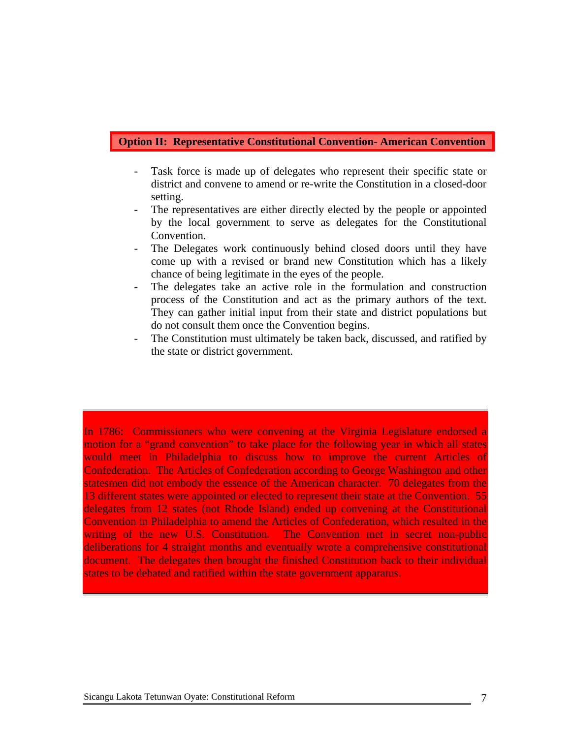## Option II: Representative Constitutional Convention- American Convention

- Task force is made up of delegates who represent their specific state or district and convene to amend or re-write the Constitution in a closed-door setting.
- The representatives are either directly elected by the people or appointed by the local government to serve as delegates for the Constitutional Convention.
- The Delegates work continuously behind closed doors until they have come up with a revised or brand new Constitution which has a likely chance of being legitimate in the eyes of the people.
- The delegates take an active role in the formulation and construction process of the Constitution and act as the primary authors of the text. They can gather initial input from their state and district populations but do not consult them once the Convention begins.
- The Constitution must ultimately be taken back, discussed, and ratified by the state or district government.

In 1786: Commissioners who were convening at the Virginia Legislature endorsed a motion for a “grand convention” to take place for the following year in which all states would meet in Philadelphia to discuss how to improve the current Articles of Confederation. The Articles of Confederation according to George Washington and other statesmen did not embody the essence of the American character. 70 delegates from the 13 different states were appointed or elected to represent their state at the Convention. 55 delegates from 12 states (not Rhode Island) ended up convening at the Constitutional Convention in Philadelphia to amend the Articles of Confederation, which resulted in the writing of the new U.S. Constitution. The Convention met in secret non-public deliberations for 4 straight months and eventually wrote a comprehensive constitutional document. The delegates then brought the finished Constitution back to their individual states to be debated and ratified within the state government apparatus.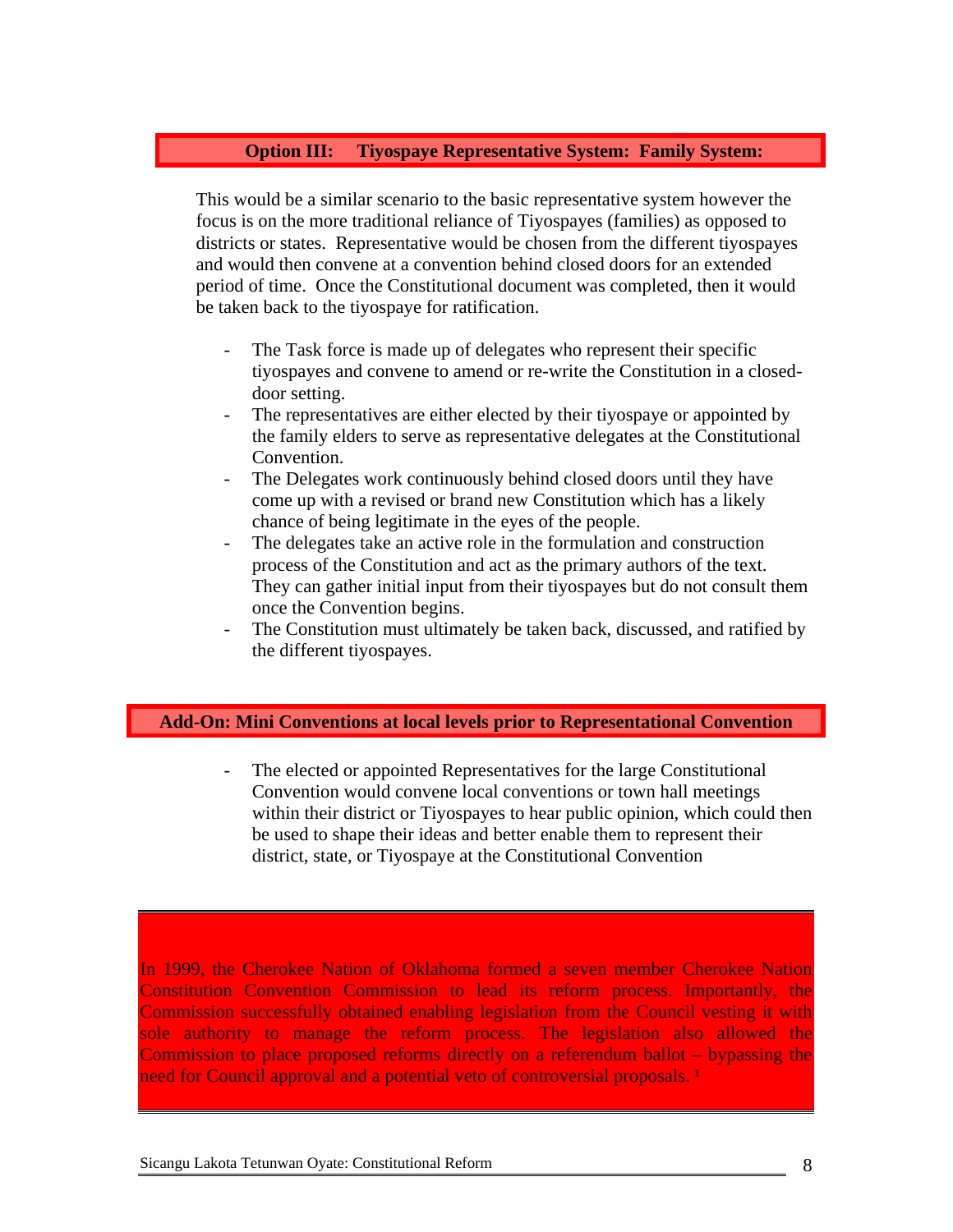## Option III: Tiyospaye Representative System: Family System:

This would be a similar scenario to the basic representative system however the focus is on the more traditional reliance of Tiyospayes (families) as opposed to districts or states. Representative would be chosen from the different tiyospayes and would then convene at a convention behind closed doors for an extended period of time. Once the Constitutional document was completed, then it would be taken back to the tiyospaye for ratification.

- The Task force is made up of delegates who represent their specific tiyospayes and convene to amend or re-write the Constitution in a closed-door setting.
- The representatives are either elected by their tiyospaye or appointed by the family elders to serve as representative delegates at the Constitutional Convention.
- The Delegates work continuously behind closed doors until they have come up with a revised or brand new Constitution which has a likely chance of being legitimate in the eyes of the people.
- The delegates take an active role in the formulation and construction process of the Constitution and act as the primary authors of the text. They can gather initial input from their tiyospayes but do not consult them once the Convention begins.
- The Constitution must ultimately be taken back, discussed, and ratified by the different tiyospayes.

## Add-On: Mini Conventions at local levels prior to Representational Convention

- The elected or appointed Representatives for the large Constitutional Convention would convene local conventions or town hall meetings within their district or Tiyospayes to hear public opinion, which could then be used to shape their ideas and better enable them to represent their district, state, or Tiyospaye at the Constitutional Convention

In 1999, the Cherokee Nation of Oklahoma formed a seven member Cherokee Nation Constitution Convention Commission to lead its reform process. Importantly, the Commission successfully obtained enabling legislation from the Council vesting it with sole authority to manage the reform process. The legislation also allowed the Commission to place proposed reforms directly on a referendum ballot – bypassing the need for Council approval and a potential veto of controversial proposals. [1]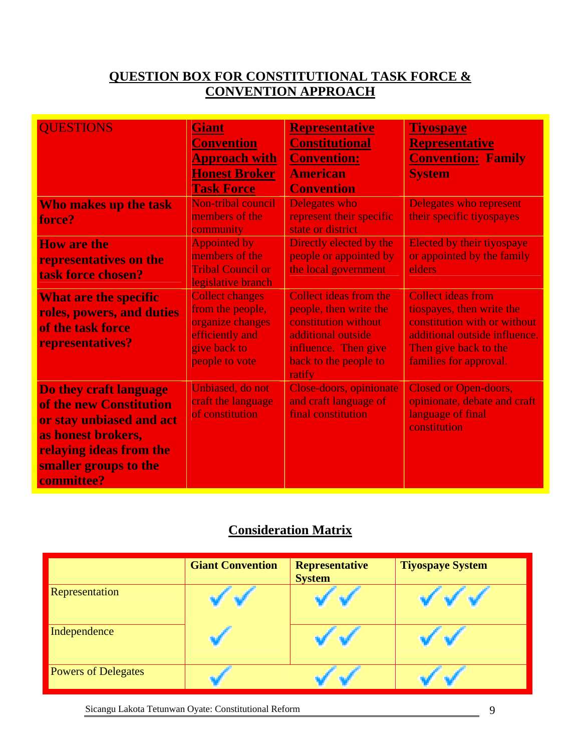## QUESTION BOX FOR CONSTITUTIONAL TASK FORCE & CONVENTION APPROACH

| QUESTIONS | Giant Convention Approach with Honest Broker Task Force | Representative Constitutional Convention: American Convention | Tiyospaye Representative Convention: Family System |
|---|---|---|---|
| **Who makes up the task force?** | Non-tribal council members of the community | Delegates who represent their specific state or district | Delegates who represent their specific tiyospayes |
| **How are the representatives on the task force chosen?** | Appointed by members of the Tribal Council or legislative branch | Directly elected by the people or appointed by the local government | Elected by their tiyospaye or appointed by the family elders |
| **What are the specific roles, powers, and duties of the task force representatives?** | Collect changes from the people, organize changes efficiently and give back to people to vote | Collect ideas from the people, then write the constitution without additional outside influence. Then give back to the people to ratify | Collect ideas from tiospayes, then write the constitution with or without additional outside influence. Then give back to the families for approval. |
| **Do they craft language of the new Constitution or stay unbiased and act as honest brokers, relaying ideas from the smaller groups to the committee?** | Unbiased, do not craft the language of constitution | Close-doors, opinionate and craft language of final constitution | Closed or Open-doors, opinionate, debate and craft language of final constitution |

## Consideration Matrix

| | Giant Convention | Representative System | Tiyospaye System |
|---|---|---|---|
| Representation | ✔✔ | ✔✔ | ✔✔✔ |
| Independence | ✔ | ✔✔ | ✔✔ |
| Powers of Delegates | ✔ | ✔✔ | ✔✔ |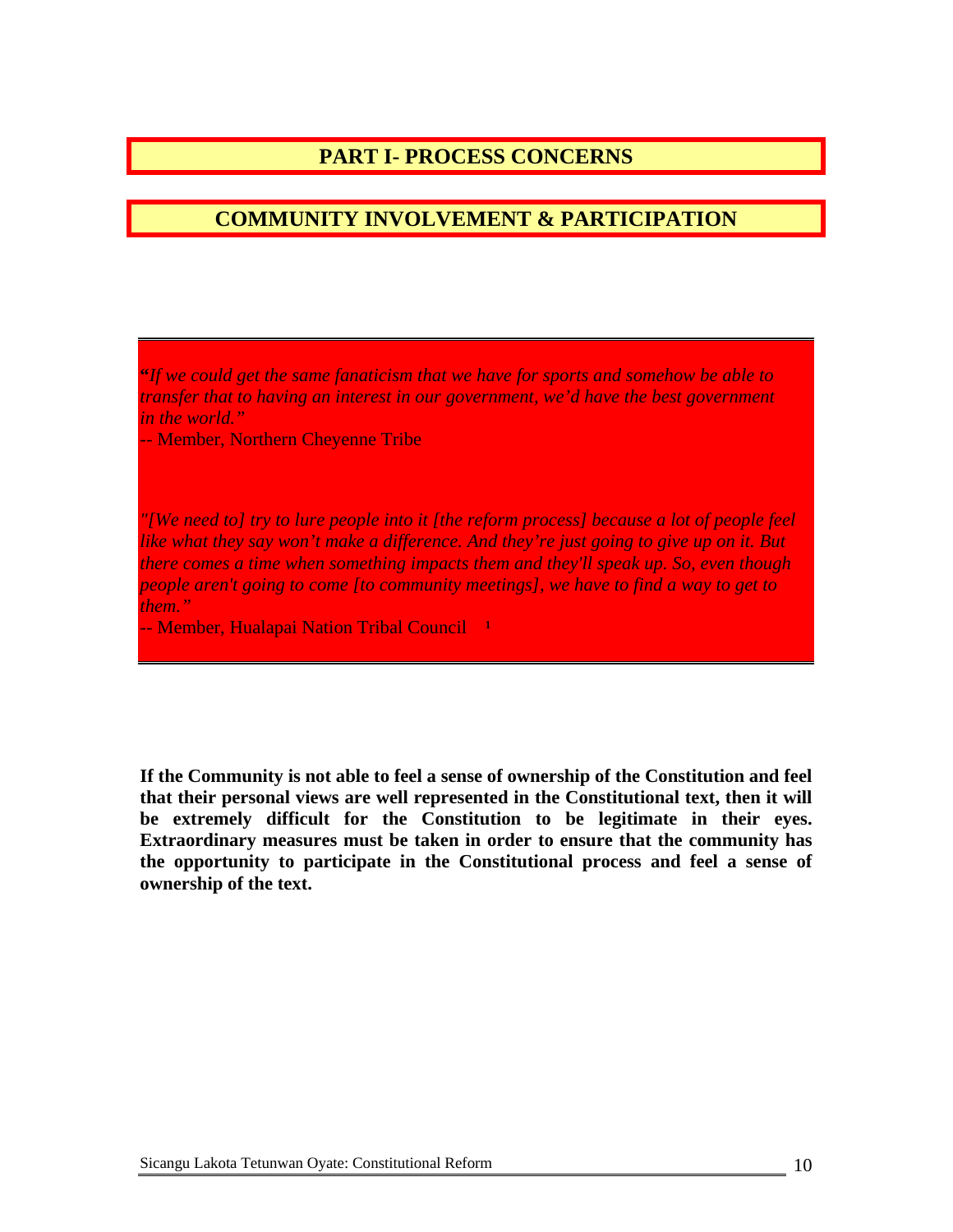# PART I- PROCESS CONCERNS

## COMMUNITY INVOLVEMENT & PARTICIPATION

*"If we could get the same fanaticism that we have for sports and somehow be able to transfer that to having an interest in our government, we'd have the best government in the world."*

-- Member, Northern Cheyenne Tribe

*"[We need to] try to lure people into it [the reform process] because a lot of people feel like what they say won't make a difference. And they're just going to give up on it. But there comes a time when something impacts them and they'll speak up. So, even though people aren't going to come [to community meetings], we have to find a way to get to them."*

-- Member, Hualapai Nation Tribal Council [1]

**If the Community is not able to feel a sense of ownership of the Constitution and feel that their personal views are well represented in the Constitutional text, then it will be extremely difficult for the Constitution to be legitimate in their eyes. Extraordinary measures must be taken in order to ensure that the community has the opportunity to participate in the Constitutional process and feel a sense of ownership of the text.**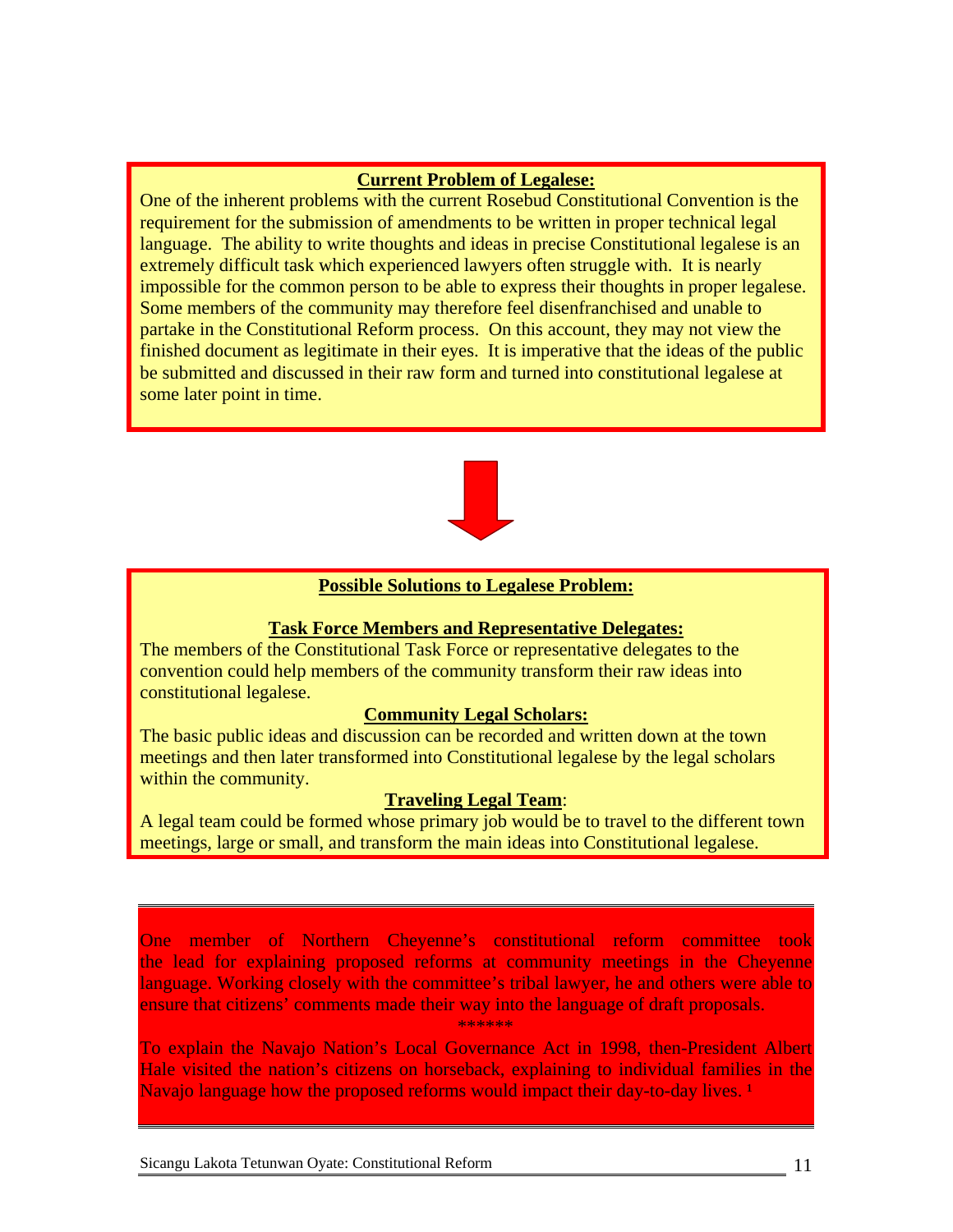## Current Problem of Legalese:

One of the inherent problems with the current Rosebud Constitutional Convention is the requirement for the submission of amendments to be written in proper technical legal language. The ability to write thoughts and ideas in precise Constitutional legalese is an extremely difficult task which experienced lawyers often struggle with. It is nearly impossible for the common person to be able to express their thoughts in proper legalese. Some members of the community may therefore feel disenfranchised and unable to partake in the Constitutional Reform process. On this account, they may not view the finished document as legitimate in their eyes. It is imperative that the ideas of the public be submitted and discussed in their raw form and turned into constitutional legalese at some later point in time.

## Possible Solutions to Legalese Problem:

### Task Force Members and Representative Delegates:

The members of the Constitutional Task Force or representative delegates to the convention could help members of the community transform their raw ideas into constitutional legalese.

### Community Legal Scholars:

The basic public ideas and discussion can be recorded and written down at the town meetings and then later transformed into Constitutional legalese by the legal scholars within the community.

### Traveling Legal Team:

A legal team could be formed whose primary job would be to travel to the different town meetings, large or small, and transform the main ideas into Constitutional legalese.

---

One member of Northern Cheyenne's constitutional reform committee took the lead for explaining proposed reforms at community meetings in the Cheyenne language. Working closely with the committee's tribal lawyer, he and others were able to ensure that citizens' comments made their way into the language of draft proposals.

******

To explain the Navajo Nation's Local Governance Act in 1998, then-President Albert Hale visited the nation's citizens on horseback, explaining to individual families in the Navajo language how the proposed reforms would impact their day-to-day lives. [1]

---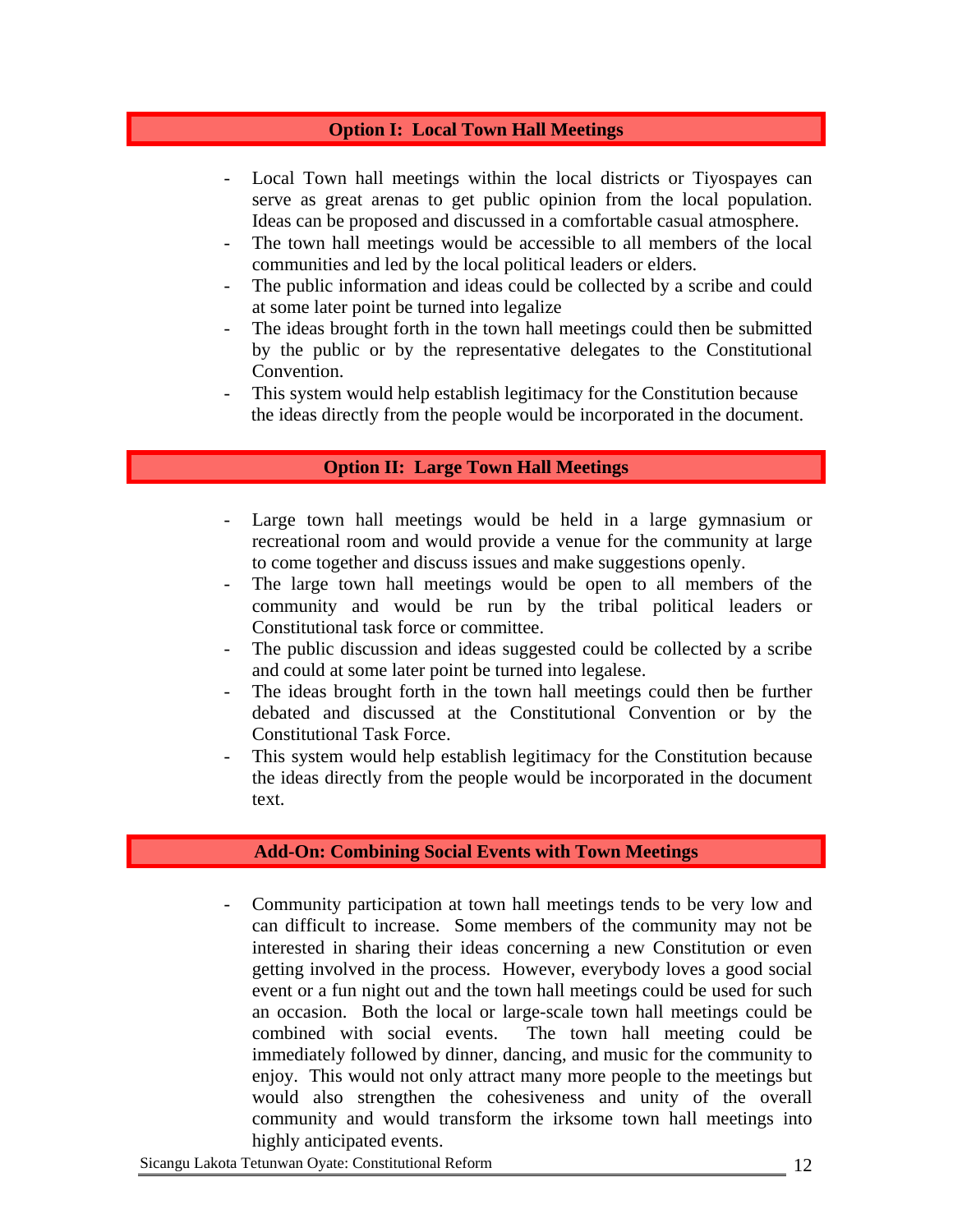## Option I: Local Town Hall Meetings

- Local Town hall meetings within the local districts or Tiyospayes can serve as great arenas to get public opinion from the local population. Ideas can be proposed and discussed in a comfortable casual atmosphere.
- The town hall meetings would be accessible to all members of the local communities and led by the local political leaders or elders.
- The public information and ideas could be collected by a scribe and could at some later point be turned into legalize
- The ideas brought forth in the town hall meetings could then be submitted by the public or by the representative delegates to the Constitutional Convention.
- This system would help establish legitimacy for the Constitution because the ideas directly from the people would be incorporated in the document.

## Option II: Large Town Hall Meetings

- Large town hall meetings would be held in a large gymnasium or recreational room and would provide a venue for the community at large to come together and discuss issues and make suggestions openly.
- The large town hall meetings would be open to all members of the community and would be run by the tribal political leaders or Constitutional task force or committee.
- The public discussion and ideas suggested could be collected by a scribe and could at some later point be turned into legalese.
- The ideas brought forth in the town hall meetings could then be further debated and discussed at the Constitutional Convention or by the Constitutional Task Force.
- This system would help establish legitimacy for the Constitution because the ideas directly from the people would be incorporated in the document text.

## Add-On: Combining Social Events with Town Meetings

- Community participation at town hall meetings tends to be very low and can difficult to increase. Some members of the community may not be interested in sharing their ideas concerning a new Constitution or even getting involved in the process. However, everybody loves a good social event or a fun night out and the town hall meetings could be used for such an occasion. Both the local or large-scale town hall meetings could be combined with social events. The town hall meeting could be immediately followed by dinner, dancing, and music for the community to enjoy. This would not only attract many more people to the meetings but would also strengthen the cohesiveness and unity of the overall community and would transform the irksome town hall meetings into highly anticipated events.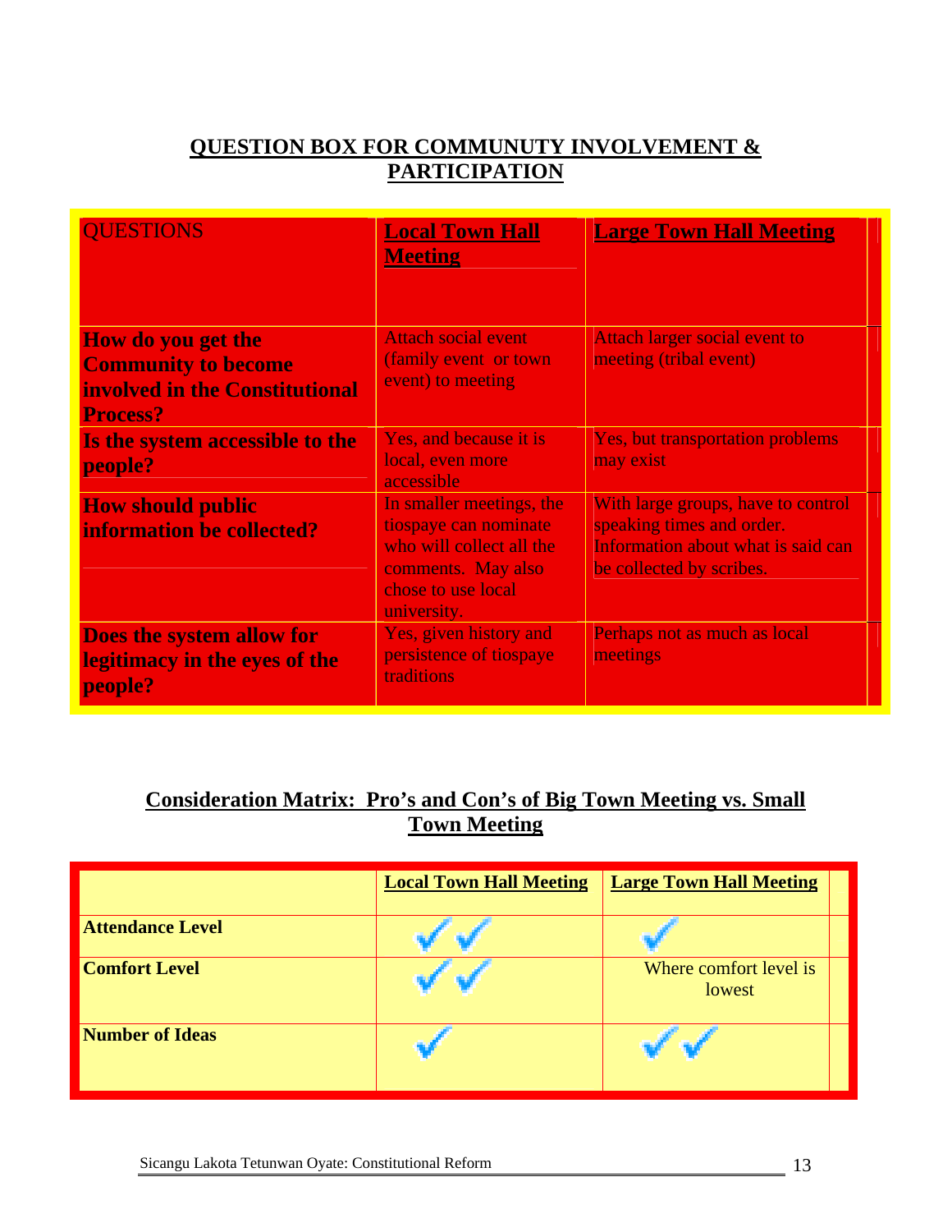## QUESTION BOX FOR COMMUNUTY INVOLVEMENT & PARTICIPATION

| QUESTIONS | Local Town Hall Meeting | Large Town Hall Meeting |
|---|---|---|
| **How do you get the Community to become involved in the Constitutional Process?** | Attach social event (family event or town event) to meeting | Attach larger social event to meeting (tribal event) |
| **Is the system accessible to the people?** | Yes, and because it is local, even more accessible | Yes, but transportation problems may exist |
| **How should public information be collected?** | In smaller meetings, the tiospaye can nominate who will collect all the comments. May also chose to use local university. | With large groups, have to control speaking times and order. Information about what is said can be collected by scribes. |
| **Does the system allow for legitimacy in the eyes of the people?** | Yes, given history and persistence of tiospaye traditions | Perhaps not as much as local meetings |

## Consideration Matrix: Pro's and Con's of Big Town Meeting vs. Small Town Meeting

| | Local Town Hall Meeting | Large Town Hall Meeting |
|---|---|---|
| **Attendance Level** | ✔✔ | ✔ |
| **Comfort Level** | ✔✔ | Where comfort level is lowest |
| **Number of Ideas** | ✔ | ✔✔ |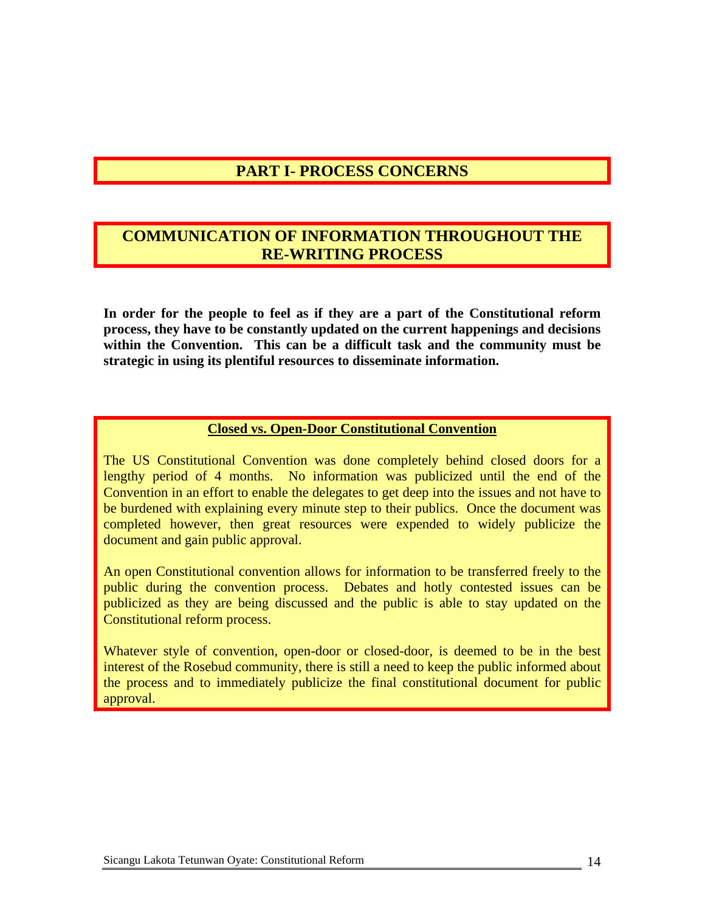# PART I- PROCESS CONCERNS

## COMMUNICATION OF INFORMATION THROUGHOUT THE RE-WRITING PROCESS

**In order for the people to feel as if they are a part of the Constitutional reform process, they have to be constantly updated on the current happenings and decisions within the Convention. This can be a difficult task and the community must be strategic in using its plentiful resources to disseminate information.**

### Closed vs. Open-Door Constitutional Convention

The US Constitutional Convention was done completely behind closed doors for a lengthy period of 4 months. No information was publicized until the end of the Convention in an effort to enable the delegates to get deep into the issues and not have to be burdened with explaining every minute step to their publics. Once the document was completed however, then great resources were expended to widely publicize the document and gain public approval.

An open Constitutional convention allows for information to be transferred freely to the public during the convention process. Debates and hotly contested issues can be publicized as they are being discussed and the public is able to stay updated on the Constitutional reform process.

Whatever style of convention, open-door or closed-door, is deemed to be in the best interest of the Rosebud community, there is still a need to keep the public informed about the process and to immediately publicize the final constitutional document for public approval.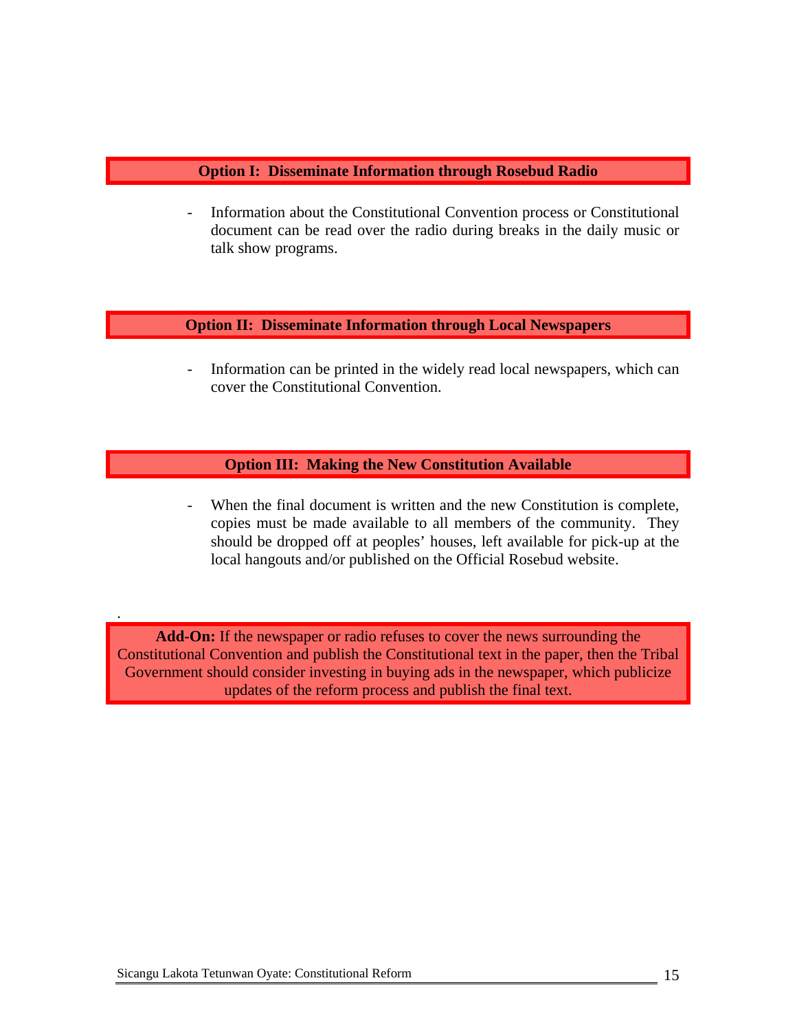### Option I: Disseminate Information through Rosebud Radio

- Information about the Constitutional Convention process or Constitutional document can be read over the radio during breaks in the daily music or talk show programs.

### Option II: Disseminate Information through Local Newspapers

- Information can be printed in the widely read local newspapers, which can cover the Constitutional Convention.

### Option III: Making the New Constitution Available

- When the final document is written and the new Constitution is complete, copies must be made available to all members of the community. They should be dropped off at peoples' houses, left available for pick-up at the local hangouts and/or published on the Official Rosebud website.

.

**Add-On:** If the newspaper or radio refuses to cover the news surrounding the Constitutional Convention and publish the Constitutional text in the paper, then the Tribal Government should consider investing in buying ads in the newspaper, which publicize updates of the reform process and publish the final text.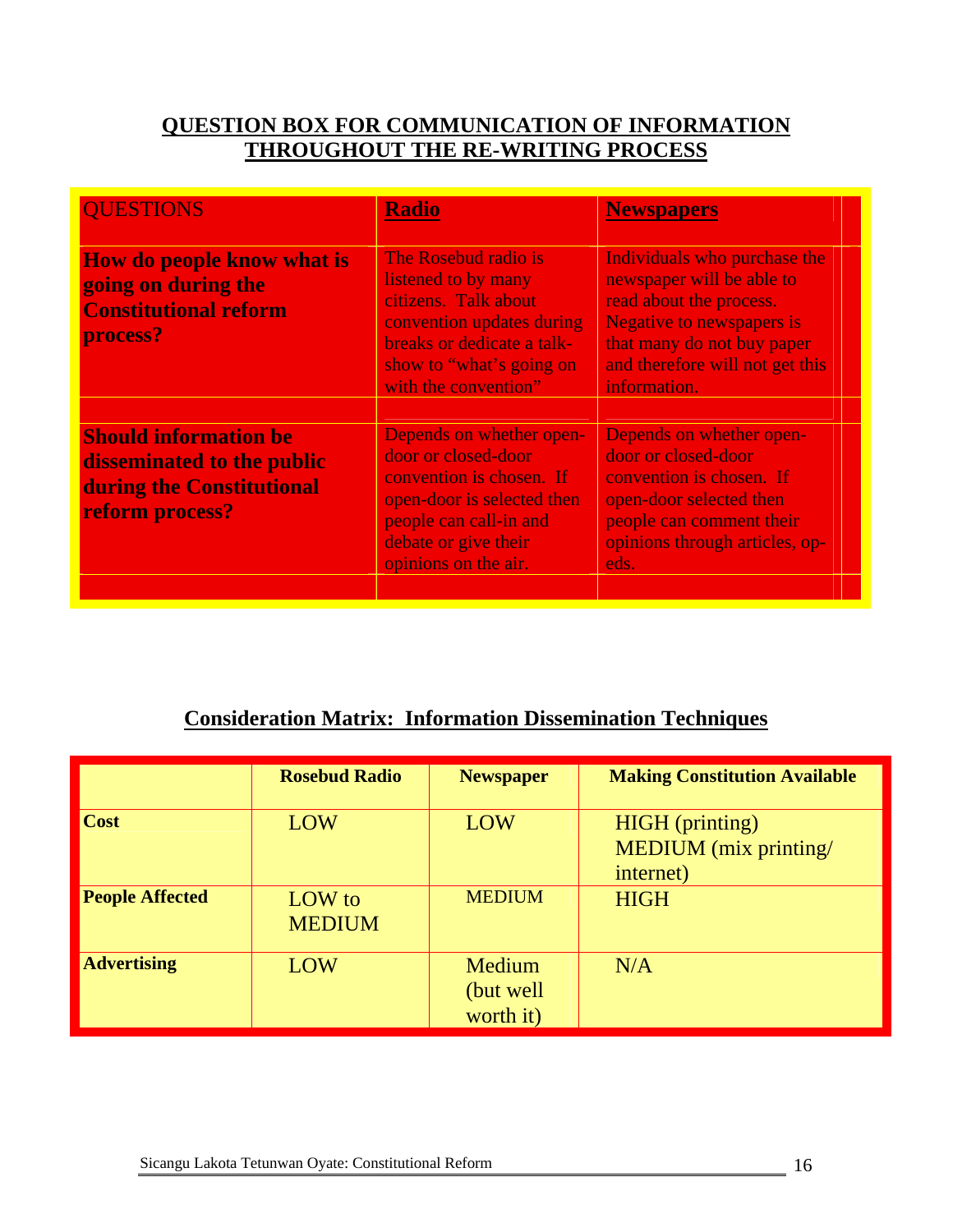## QUESTION BOX FOR COMMUNICATION OF INFORMATION THROUGHOUT THE RE-WRITING PROCESS

| QUESTIONS | **Radio** | **Newspapers** |
|---|---|---|
| **How do people know what is going on during the Constitutional reform process?** | The Rosebud radio is listened to by many citizens. Talk about convention updates during breaks or dedicate a talk-show to "what's going on with the convention" | Individuals who purchase the newspaper will be able to read about the process. Negative to newspapers is that many do not buy paper and therefore will not get this information. |
| **Should information be disseminated to the public during the Constitutional reform process?** | Depends on whether open-door or closed-door convention is chosen. If open-door is selected then people can call-in and debate or give their opinions on the air. | Depends on whether open-door or closed-door convention is chosen. If open-door selected then people can comment their opinions through articles, op-eds. |

## Consideration Matrix: Information Dissemination Techniques

| | **Rosebud Radio** | **Newspaper** | **Making Constitution Available** |
|---|---|---|---|
| **Cost** | LOW | LOW | HIGH (printing) MEDIUM (mix printing/ internet) |
| **People Affected** | LOW to MEDIUM | MEDIUM | HIGH |
| **Advertising** | LOW | Medium (but well worth it) | N/A |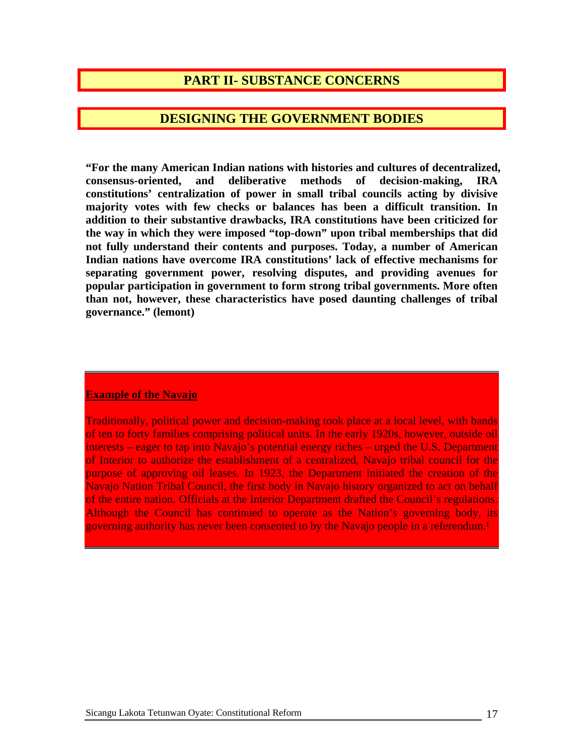# PART II- SUBSTANCE CONCERNS

## DESIGNING THE GOVERNMENT BODIES

**"For the many American Indian nations with histories and cultures of decentralized, consensus-oriented, and deliberative methods of decision-making, IRA constitutions' centralization of power in small tribal councils acting by divisive majority votes with few checks or balances has been a difficult transition. In addition to their substantive drawbacks, IRA constitutions have been criticized for the way in which they were imposed "top-down" upon tribal memberships that did not fully understand their contents and purposes. Today, a number of American Indian nations have overcome IRA constitutions' lack of effective mechanisms for separating government power, resolving disputes, and providing avenues for popular participation in government to form strong tribal governments. More often than not, however, these characteristics have posed daunting challenges of tribal governance." (lemont)**

**Example of the Navajo**

Traditionally, political power and decision-making took place at a local level, with bands of ten to forty families comprising political units. In the early 1920s, however, outside oil interests – eager to tap into Navajo's potential energy riches – urged the U.S. Department of Interior to authorize the establishment of a centralized, Navajo tribal council for the purpose of approving oil leases. In 1923, the Department initiated the creation of the Navajo Nation Tribal Council, the first body in Navajo history organized to act on behalf of the entire nation. Officials at the Interior Department drafted the Council's regulations. Although the Council has continued to operate as the Nation's governing body, its governing authority has never been consented to by the Navajo people in a referendum.[1]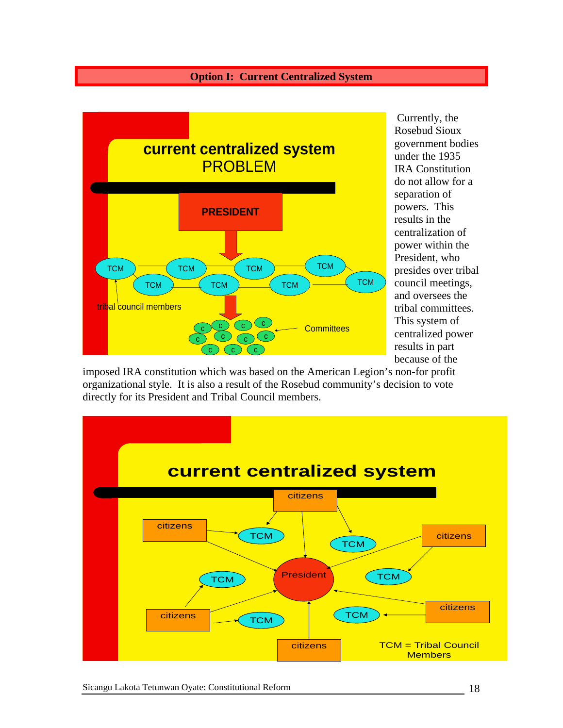## Option I: Current Centralized System

**current centralized system**
PROBLEM

PRESIDENT

TCM TCM TCM TCM TCM TCM TCM TCM

tribal council members

Committees

Currently, the Rosebud Sioux government bodies under the 1935 IRA Constitution do not allow for a separation of powers. This results in the centralization of power within the President, who presides over tribal council meetings, and oversees the tribal committees. This system of centralized power results in part because of the imposed IRA constitution which was based on the American Legion's non-for profit organizational style. It is also a result of the Rosebud community's decision to vote directly for its President and Tribal Council members.

**current centralized system**

citizens → TCM, President

President

TCM = Tribal Council Members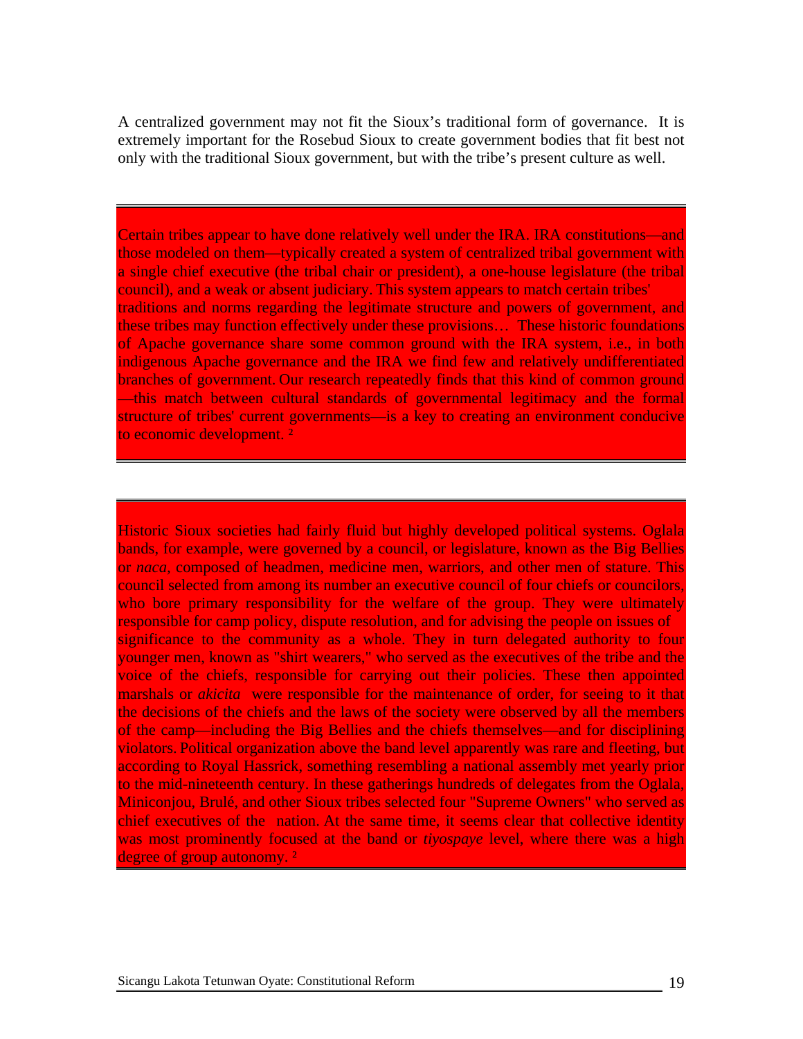A centralized government may not fit the Sioux's traditional form of governance. It is extremely important for the Rosebud Sioux to create government bodies that fit best not only with the traditional Sioux government, but with the tribe's present culture as well.

> Certain tribes appear to have done relatively well under the IRA. IRA constitutions—and those modeled on them—typically created a system of centralized tribal government with a single chief executive (the tribal chair or president), a one-house legislature (the tribal council), and a weak or absent judiciary. This system appears to match certain tribes' traditions and norms regarding the legitimate structure and powers of government, and these tribes may function effectively under these provisions… These historic foundations of Apache governance share some common ground with the IRA system, i.e., in both indigenous Apache governance and the IRA we find few and relatively undifferentiated branches of government. Our research repeatedly finds that this kind of common ground—this match between cultural standards of governmental legitimacy and the formal structure of tribes' current governments—is a key to creating an environment conducive to economic development. [2]

> Historic Sioux societies had fairly fluid but highly developed political systems. Oglala bands, for example, were governed by a council, or legislature, known as the Big Bellies or *naca*, composed of headmen, medicine men, warriors, and other men of stature. This council selected from among its number an executive council of four chiefs or councilors, who bore primary responsibility for the welfare of the group. They were ultimately responsible for camp policy, dispute resolution, and for advising the people on issues of significance to the community as a whole. They in turn delegated authority to four younger men, known as "shirt wearers," who served as the executives of the tribe and the voice of the chiefs, responsible for carrying out their policies. These then appointed marshals or *akicita* were responsible for the maintenance of order, for seeing to it that the decisions of the chiefs and the laws of the society were observed by all the members of the camp—including the Big Bellies and the chiefs themselves—and for disciplining violators. Political organization above the band level apparently was rare and fleeting, but according to Royal Hassrick, something resembling a national assembly met yearly prior to the mid-nineteenth century. In these gatherings hundreds of delegates from the Oglala, Miniconjou, Brulé, and other Sioux tribes selected four "Supreme Owners" who served as chief executives of the nation. At the same time, it seems clear that collective identity was most prominently focused at the band or *tiyospaye* level, where there was a high degree of group autonomy. [2]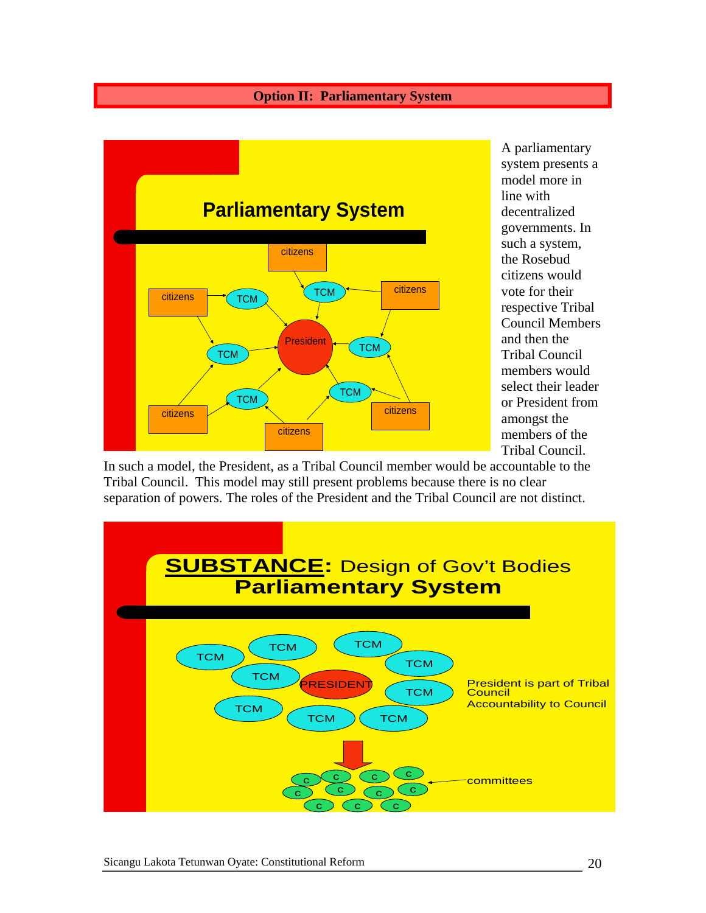## Option II: Parliamentary System

**Parliamentary System**

citizens, TCM, President

A parliamentary system presents a model more in line with decentralized governments. In such a system, the Rosebud citizens would vote for their respective Tribal Council Members and then the Tribal Council members would select their leader or President from amongst the members of the Tribal Council.

In such a model, the President, as a Tribal Council member would be accountable to the Tribal Council. This model may still present problems because there is no clear separation of powers. The roles of the President and the Tribal Council are not distinct.

**SUBSTANCE: Design of Gov't Bodies**
**Parliamentary System**

TCM, PRESIDENT

President is part of Tribal Council
Accountability to Council

committees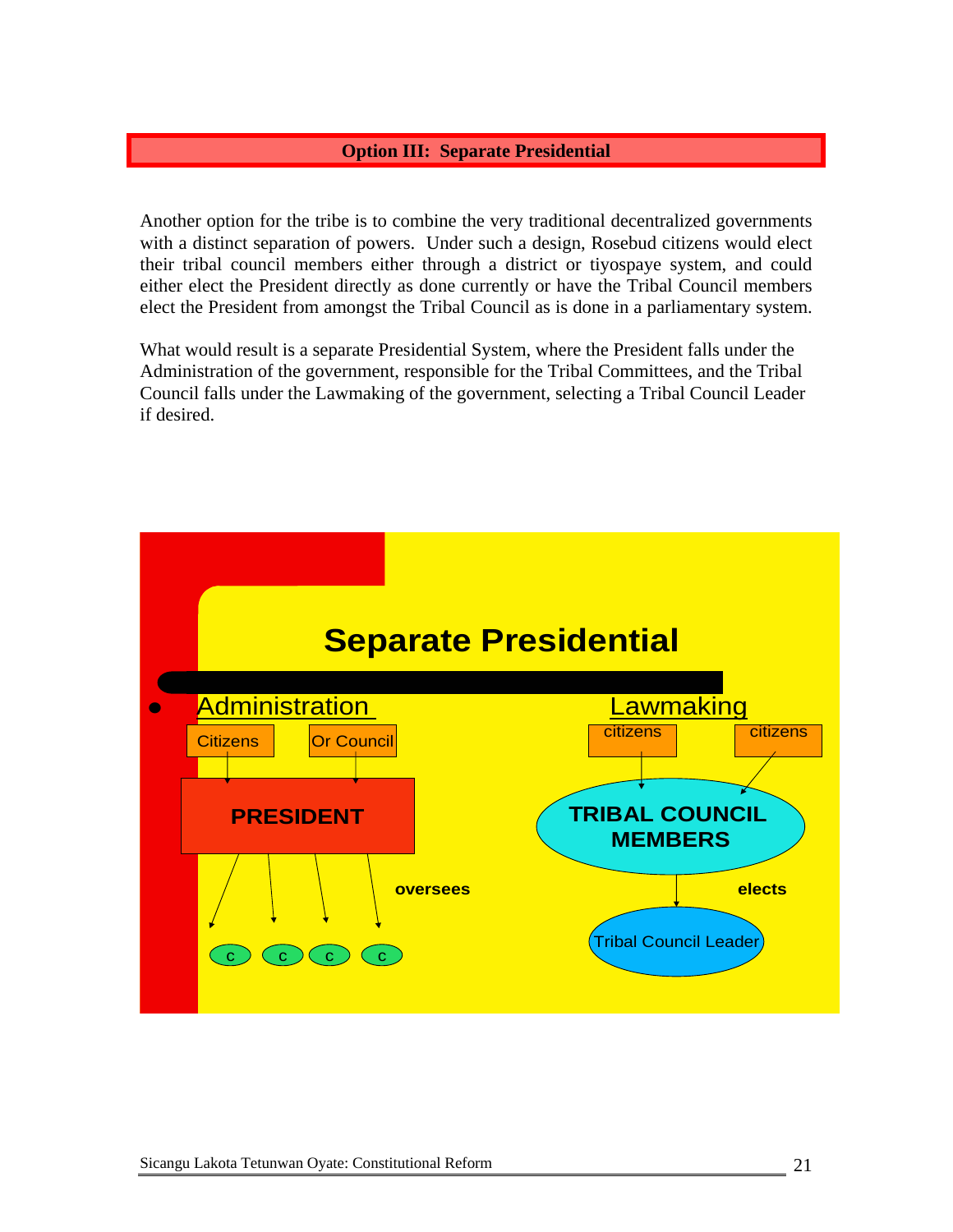## Option III: Separate Presidential

Another option for the tribe is to combine the very traditional decentralized governments with a distinct separation of powers. Under such a design, Rosebud citizens would elect their tribal council members either through a district or tiyospaye system, and could either elect the President directly as done currently or have the Tribal Council members elect the President from amongst the Tribal Council as is done in a parliamentary system.

What would result is a separate Presidential System, where the President falls under the Administration of the government, responsible for the Tribal Committees, and the Tribal Council falls under the Lawmaking of the government, selecting a Tribal Council Leader if desired.

**Separate Presidential**

- Administration
  - Citizens / Or Council → **PRESIDENT**
  - PRESIDENT oversees → c, c, c, c
- Lawmaking
  - citizens / citizens → **TRIBAL COUNCIL MEMBERS**
  - TRIBAL COUNCIL MEMBERS elects → Tribal Council Leader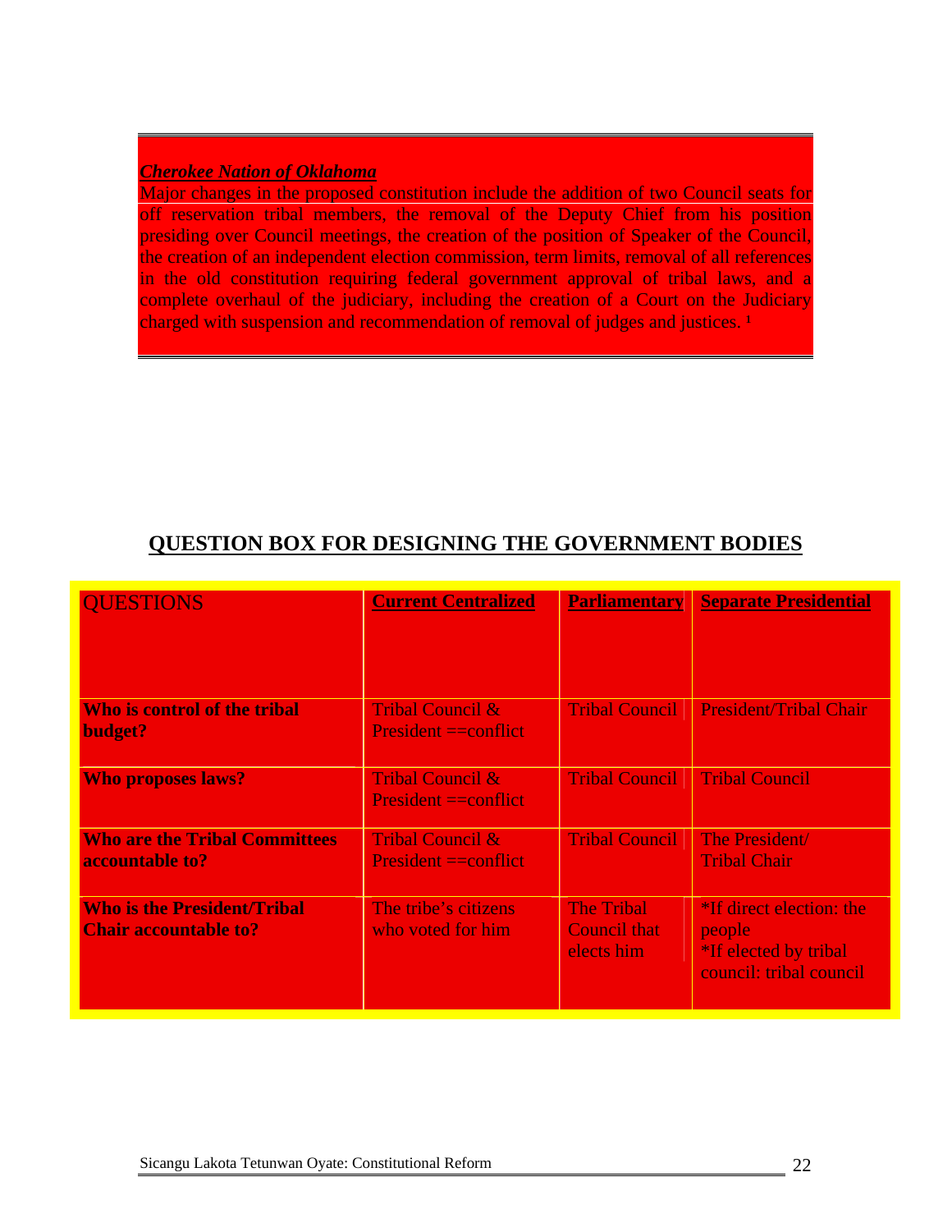***Cherokee Nation of Oklahoma***

Major changes in the proposed constitution include the addition of two Council seats for off reservation tribal members, the removal of the Deputy Chief from his position presiding over Council meetings, the creation of the position of Speaker of the Council, the creation of an independent election commission, term limits, removal of all references in the old constitution requiring federal government approval of tribal laws, and a complete overhaul of the judiciary, including the creation of a Court on the Judiciary charged with suspension and recommendation of removal of judges and justices. [1]

## QUESTION BOX FOR DESIGNING THE GOVERNMENT BODIES

| QUESTIONS | Current Centralized | Parliamentary | Separate Presidential |
|---|---|---|---|
| **Who is control of the tribal budget?** | Tribal Council & President ==conflict | Tribal Council | President/Tribal Chair |
| **Who proposes laws?** | Tribal Council & President ==conflict | Tribal Council | Tribal Council |
| **Who are the Tribal Committees accountable to?** | Tribal Council & President ==conflict | Tribal Council | The President/ Tribal Chair |
| **Who is the President/Tribal Chair accountable to?** | The tribe's citizens who voted for him | The Tribal Council that elects him | *If direct election: the people *If elected by tribal council: tribal council |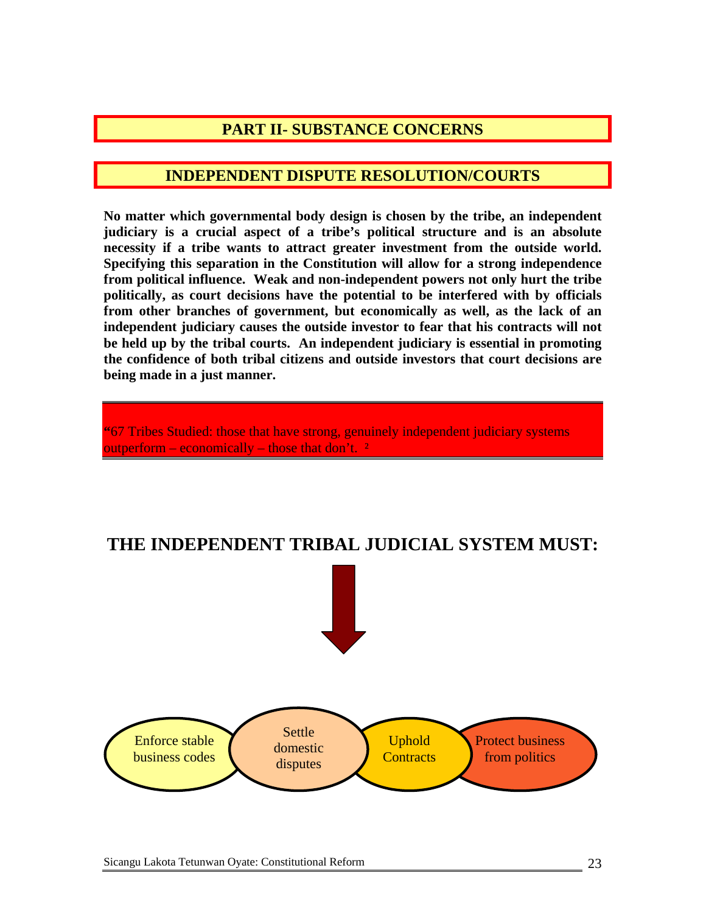# PART II- SUBSTANCE CONCERNS

## INDEPENDENT DISPUTE RESOLUTION/COURTS

**No matter which governmental body design is chosen by the tribe, an independent judiciary is a crucial aspect of a tribe's political structure and is an absolute necessity if a tribe wants to attract greater investment from the outside world. Specifying this separation in the Constitution will allow for a strong independence from political influence. Weak and non-independent powers not only hurt the tribe politically, as court decisions have the potential to be interfered with by officials from other branches of government, but economically as well, as the lack of an independent judiciary causes the outside investor to fear that his contracts will not be held up by the tribal courts. An independent judiciary is essential in promoting the confidence of both tribal citizens and outside investors that court decisions are being made in a just manner.**

"67 Tribes Studied: those that have strong, genuinely independent judiciary systems outperform – economically – those that don't. [2]

## THE INDEPENDENT TRIBAL JUDICIAL SYSTEM MUST:

- Enforce stable business codes
- Settle domestic disputes
- Uphold Contracts
- Protect business from politics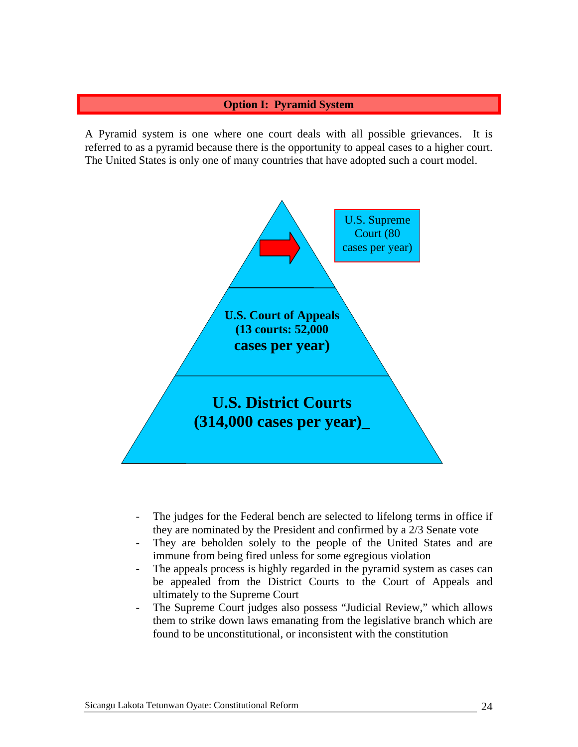## Option I: Pyramid System

A Pyramid system is one where one court deals with all possible grievances. It is referred to as a pyramid because there is the opportunity to appeal cases to a higher court. The United States is only one of many countries that have adopted such a court model.

U.S. Supreme Court (80 cases per year)

**U.S. Court of Appeals (13 courts: 52,000 cases per year)**

**U.S. District Courts (314,000 cases per year)_**

- The judges for the Federal bench are selected to lifelong terms in office if they are nominated by the President and confirmed by a 2/3 Senate vote
- They are beholden solely to the people of the United States and are immune from being fired unless for some egregious violation
- The appeals process is highly regarded in the pyramid system as cases can be appealed from the District Courts to the Court of Appeals and ultimately to the Supreme Court
- The Supreme Court judges also possess "Judicial Review," which allows them to strike down laws emanating from the legislative branch which are found to be unconstitutional, or inconsistent with the constitution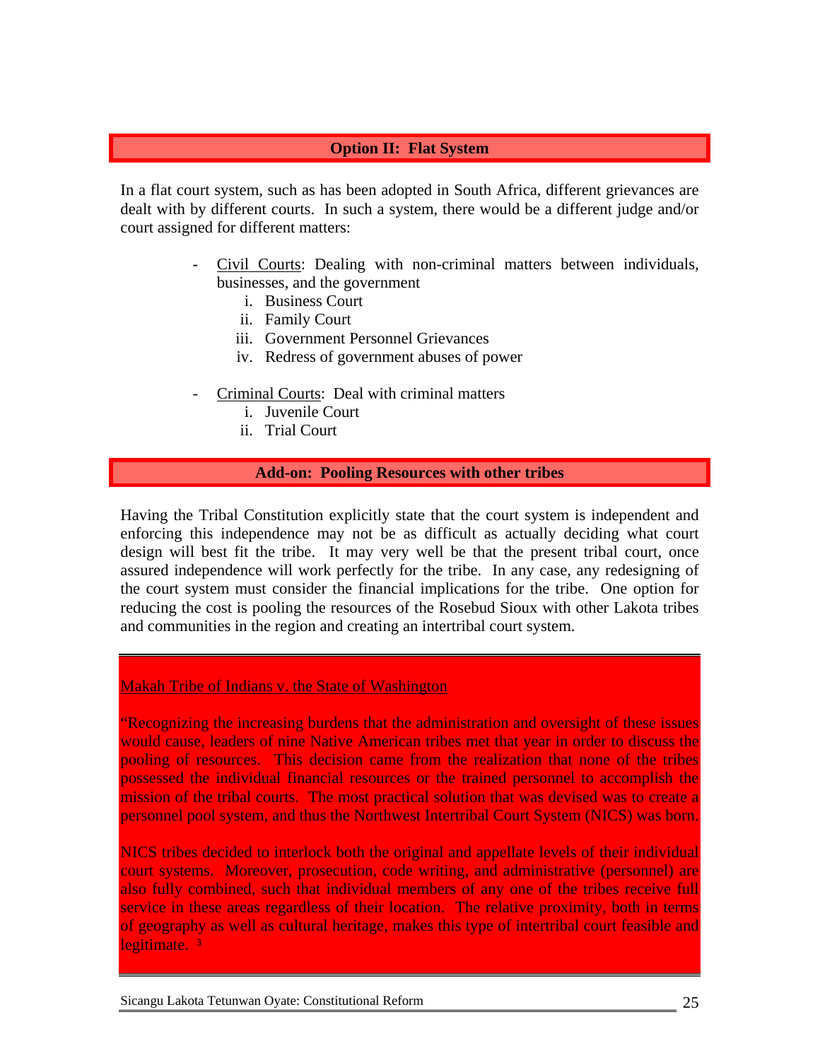## Option II: Flat System

In a flat court system, such as has been adopted in South Africa, different grievances are dealt with by different courts. In such a system, there would be a different judge and/or court assigned for different matters:

- Civil Courts: Dealing with non-criminal matters between individuals, businesses, and the government
  - i. Business Court
  - ii. Family Court
  - iii. Government Personnel Grievances
  - iv. Redress of government abuses of power

- Criminal Courts: Deal with criminal matters
  - i. Juvenile Court
  - ii. Trial Court

## Add-on: Pooling Resources with other tribes

Having the Tribal Constitution explicitly state that the court system is independent and enforcing this independence may not be as difficult as actually deciding what court design will best fit the tribe. It may very well be that the present tribal court, once assured independence will work perfectly for the tribe. In any case, any redesigning of the court system must consider the financial implications for the tribe. One option for reducing the cost is pooling the resources of the Rosebud Sioux with other Lakota tribes and communities in the region and creating an intertribal court system.

Makah Tribe of Indians v. the State of Washington

"Recognizing the increasing burdens that the administration and oversight of these issues would cause, leaders of nine Native American tribes met that year in order to discuss the pooling of resources. This decision came from the realization that none of the tribes possessed the individual financial resources or the trained personnel to accomplish the mission of the tribal courts. The most practical solution that was devised was to create a personnel pool system, and thus the Northwest Intertribal Court System (NICS) was born.

NICS tribes decided to interlock both the original and appellate levels of their individual court systems. Moreover, prosecution, code writing, and administrative (personnel) are also fully combined, such that individual members of any one of the tribes receive full service in these areas regardless of their location. The relative proximity, both in terms of geography as well as cultural heritage, makes this type of intertribal court feasible and legitimate. [3]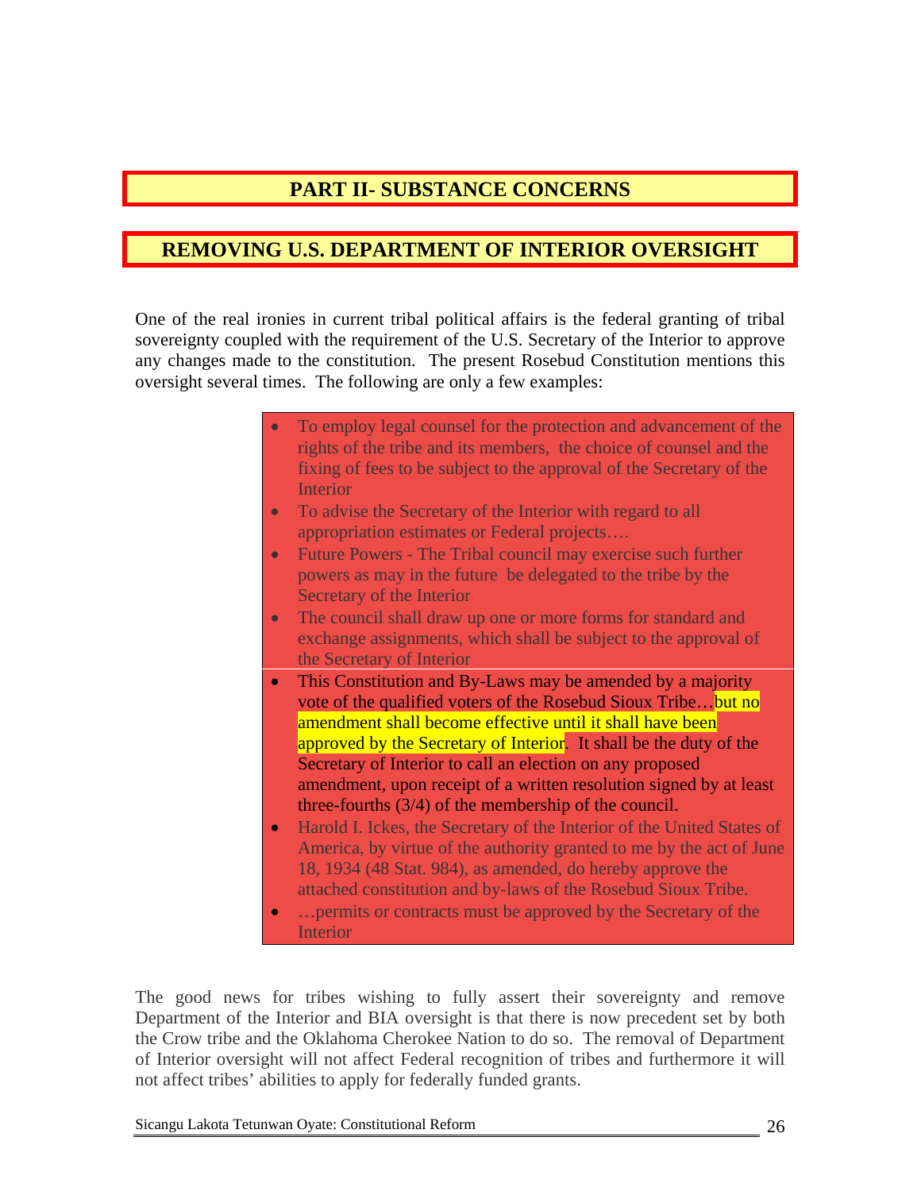# PART II- SUBSTANCE CONCERNS

## REMOVING U.S. DEPARTMENT OF INTERIOR OVERSIGHT

One of the real ironies in current tribal political affairs is the federal granting of tribal sovereignty coupled with the requirement of the U.S. Secretary of the Interior to approve any changes made to the constitution. The present Rosebud Constitution mentions this oversight several times. The following are only a few examples:

- To employ legal counsel for the protection and advancement of the rights of the tribe and its members, the choice of counsel and the fixing of fees to be subject to the approval of the Secretary of the Interior
- To advise the Secretary of the Interior with regard to all appropriation estimates or Federal projects….
- Future Powers - The Tribal council may exercise such further powers as may in the future be delegated to the tribe by the Secretary of the Interior
- The council shall draw up one or more forms for standard and exchange assignments, which shall be subject to the approval of the Secretary of Interior
- This Constitution and By-Laws may be amended by a majority vote of the qualified voters of the Rosebud Sioux Tribe…but no amendment shall become effective until it shall have been approved by the Secretary of Interior. It shall be the duty of the Secretary of Interior to call an election on any proposed amendment, upon receipt of a written resolution signed by at least three-fourths (3/4) of the membership of the council.
- Harold I. Ickes, the Secretary of the Interior of the United States of America, by virtue of the authority granted to me by the act of June 18, 1934 (48 Stat. 984), as amended, do hereby approve the attached constitution and by-laws of the Rosebud Sioux Tribe.
- …permits or contracts must be approved by the Secretary of the Interior

The good news for tribes wishing to fully assert their sovereignty and remove Department of the Interior and BIA oversight is that there is now precedent set by both the Crow tribe and the Oklahoma Cherokee Nation to do so. The removal of Department of Interior oversight will not affect Federal recognition of tribes and furthermore it will not affect tribes' abilities to apply for federally funded grants.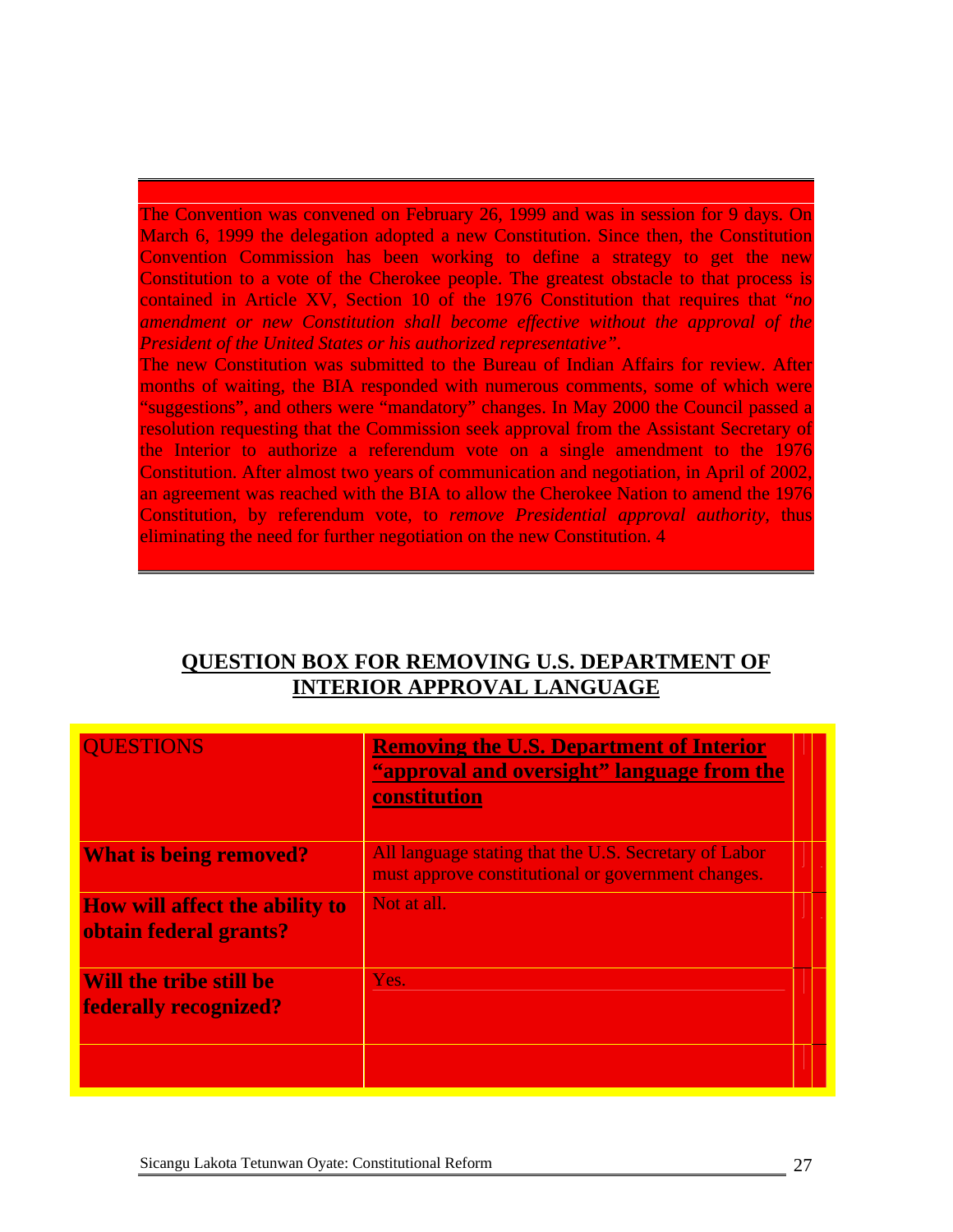The Convention was convened on February 26, 1999 and was in session for 9 days. On March 6, 1999 the delegation adopted a new Constitution. Since then, the Constitution Convention Commission has been working to define a strategy to get the new Constitution to a vote of the Cherokee people. The greatest obstacle to that process is contained in Article XV, Section 10 of the 1976 Constitution that requires that "*no amendment or new Constitution shall become effective without the approval of the President of the United States or his authorized representative"*.

The new Constitution was submitted to the Bureau of Indian Affairs for review. After months of waiting, the BIA responded with numerous comments, some of which were "suggestions", and others were "mandatory" changes. In May 2000 the Council passed a resolution requesting that the Commission seek approval from the Assistant Secretary of the Interior to authorize a referendum vote on a single amendment to the 1976 Constitution. After almost two years of communication and negotiation, in April of 2002, an agreement was reached with the BIA to allow the Cherokee Nation to amend the 1976 Constitution, by referendum vote, to *remove Presidential approval authority*, thus eliminating the need for further negotiation on the new Constitution. 4

## QUESTION BOX FOR REMOVING U.S. DEPARTMENT OF INTERIOR APPROVAL LANGUAGE

| QUESTIONS | **Removing the U.S. Department of Interior "approval and oversight" language from the constitution** |
|---|---|
| **What is being removed?** | All language stating that the U.S. Secretary of Labor must approve constitutional or government changes. |
| **How will affect the ability to obtain federal grants?** | Not at all. |
| **Will the tribe still be federally recognized?** | Yes. |
| | |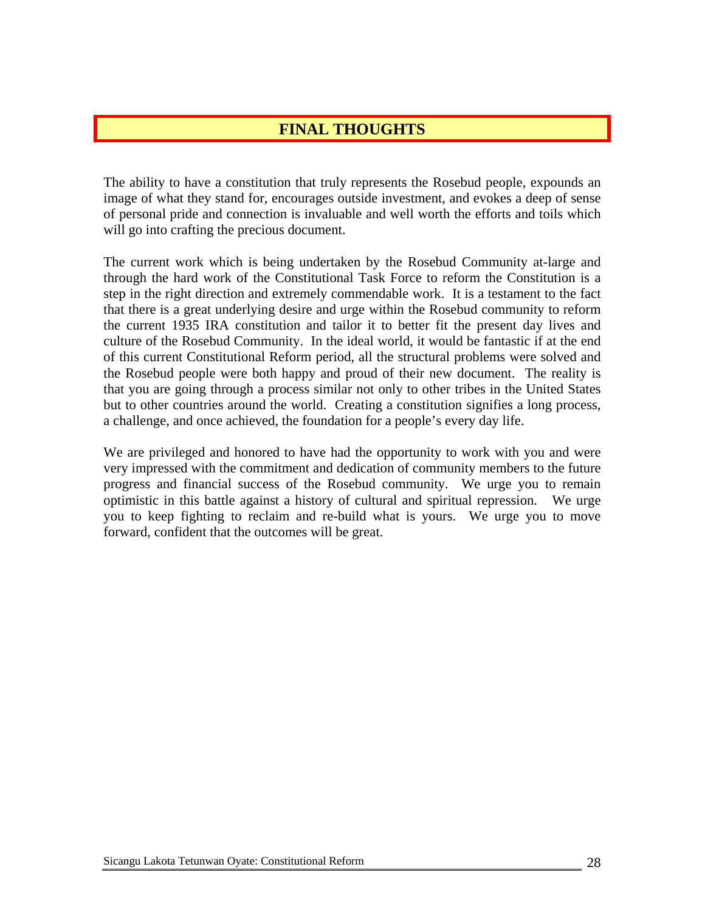## FINAL THOUGHTS

The ability to have a constitution that truly represents the Rosebud people, expounds an image of what they stand for, encourages outside investment, and evokes a deep of sense of personal pride and connection is invaluable and well worth the efforts and toils which will go into crafting the precious document.

The current work which is being undertaken by the Rosebud Community at-large and through the hard work of the Constitutional Task Force to reform the Constitution is a step in the right direction and extremely commendable work. It is a testament to the fact that there is a great underlying desire and urge within the Rosebud community to reform the current 1935 IRA constitution and tailor it to better fit the present day lives and culture of the Rosebud Community. In the ideal world, it would be fantastic if at the end of this current Constitutional Reform period, all the structural problems were solved and the Rosebud people were both happy and proud of their new document. The reality is that you are going through a process similar not only to other tribes in the United States but to other countries around the world. Creating a constitution signifies a long process, a challenge, and once achieved, the foundation for a people's every day life.

We are privileged and honored to have had the opportunity to work with you and were very impressed with the commitment and dedication of community members to the future progress and financial success of the Rosebud community. We urge you to remain optimistic in this battle against a history of cultural and spiritual repression. We urge you to keep fighting to reclaim and re-build what is yours. We urge you to move forward, confident that the outcomes will be great.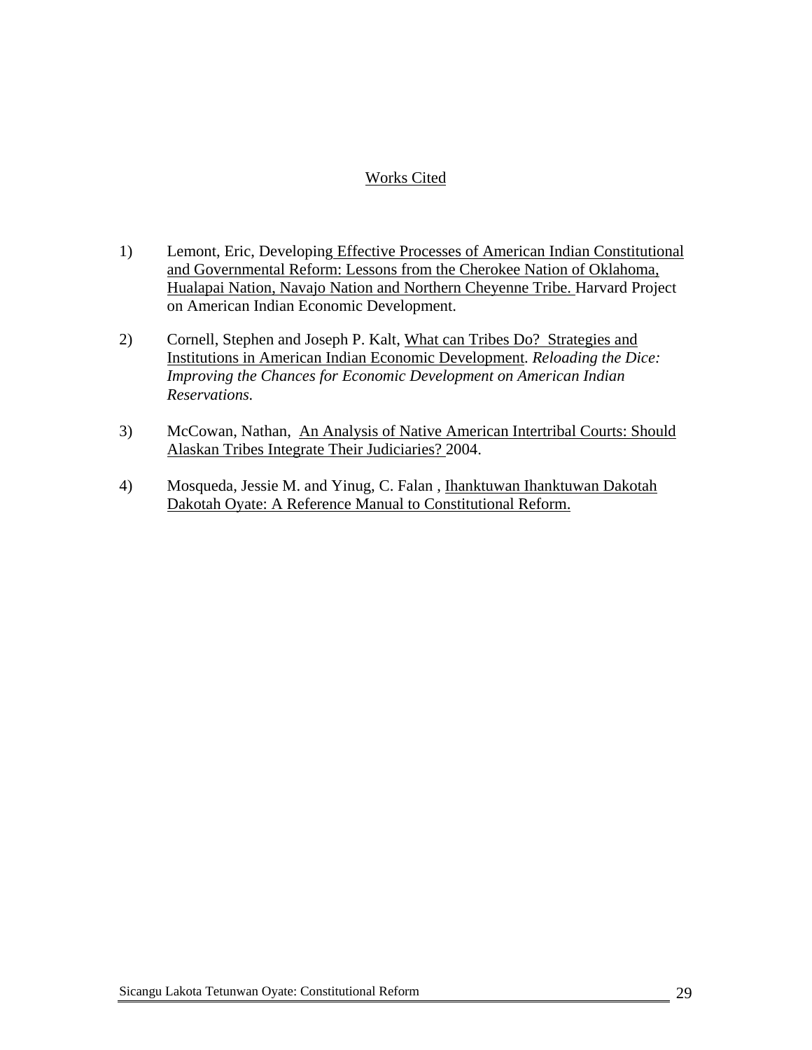## Works Cited

1) Lemont, Eric, Developing Effective Processes of American Indian Constitutional and Governmental Reform: Lessons from the Cherokee Nation of Oklahoma, Hualapai Nation, Navajo Nation and Northern Cheyenne Tribe. Harvard Project on American Indian Economic Development.

2) Cornell, Stephen and Joseph P. Kalt, What can Tribes Do? Strategies and Institutions in American Indian Economic Development. *Reloading the Dice: Improving the Chances for Economic Development on American Indian Reservations.*

3) McCowan, Nathan, An Analysis of Native American Intertribal Courts: Should Alaskan Tribes Integrate Their Judiciaries? 2004.

4) Mosqueda, Jessie M. and Yinug, C. Falan , Ihanktuwan Ihanktuwan Dakotah Dakotah Oyate: A Reference Manual to Constitutional Reform.